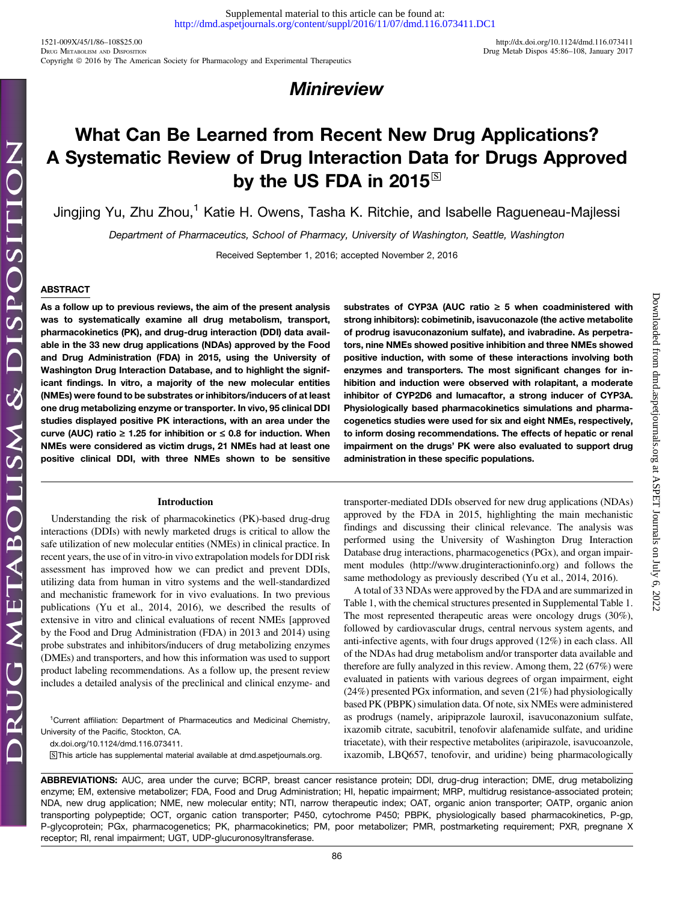## Minireview

# What Can Be Learned from Recent New Drug Applications? A Systematic Review of Drug Interaction Data for Drugs Approved by the US FDA in 2015

Jingjing Yu, Zhu Zhou,[1] Katie H. Owens, Tasha K. Ritchie, and Isabelle Ragueneau-Majlessi

*Department of Pharmaceutics, School of Pharmacy, University of Washington, Seattle, Washington*

Received September 1, 2016; accepted November 2, 2016

### ABSTRACT

**As a follow up to previous reviews, the aim of the present analysis was to systematically examine all drug metabolism, transport, pharmacokinetics (PK), and drug-drug interaction (DDI) data available in the 33 new drug applications (NDAs) approved by the Food and Drug Administration (FDA) in 2015, using the University of Washington Drug Interaction Database, and to highlight the significant findings. In vitro, a majority of the new molecular entities (NMEs) were found to be substrates or inhibitors/inducers of at least one drug metabolizing enzyme or transporter. In vivo, 95 clinical DDI studies displayed positive PK interactions, with an area under the curve (AUC) ratio ≥ 1.25 for inhibition or ≤ 0.8 for induction. When NMEs were considered as victim drugs, 21 NMEs had at least one positive clinical DDI, with three NMEs shown to be sensitive substrates of CYP3A (AUC ratio ≥ 5 when coadministered with strong inhibitors): cobimetinib, isavuconazole (the active metabolite of prodrug isavuconazonium sulfate), and ivabradine. As perpetrators, nine NMEs showed positive inhibition and three NMEs showed positive induction, with some of these interactions involving both enzymes and transporters. The most significant changes for inhibition and induction were observed with rolapitant, a moderate inhibitor of CYP2D6 and lumacaftor, a strong inducer of CYP3A. Physiologically based pharmacokinetics simulations and pharmacogenetics studies were used for six and eight NMEs, respectively, to inform dosing recommendations. The effects of hepatic or renal impairment on the drugs' PK were also evaluated to support drug administration in these specific populations.**

## Introduction

Understanding the risk of pharmacokinetics (PK)-based drug-drug interactions (DDIs) with newly marketed drugs is critical to allow the safe utilization of new molecular entities (NMEs) in clinical practice. In recent years, the use of in vitro-in vivo extrapolation models for DDI risk assessment has improved how we can predict and prevent DDIs, utilizing data from human in vitro systems and the well-standardized and mechanistic framework for in vivo evaluations. In two previous publications (Yu et al., 2014, 2016), we described the results of extensive in vitro and clinical evaluations of recent NMEs [approved by the Food and Drug Administration (FDA) in 2013 and 2014) using probe substrates and inhibitors/inducers of drug metabolizing enzymes (DMEs) and transporters, and how this information was used to support product labeling recommendations. As a follow up, the present review includes a detailed analysis of the preclinical and clinical enzyme- and transporter-mediated DDIs observed for new drug applications (NDAs) approved by the FDA in 2015, highlighting the main mechanistic findings and discussing their clinical relevance. The analysis was performed using the University of Washington Drug Interaction Database drug interactions, pharmacogenetics (PGx), and organ impairment modules (http://www.druginteractioninfo.org) and follows the same methodology as previously described (Yu et al., 2014, 2016).

A total of 33 NDAs were approved by the FDA and are summarized in Table 1, with the chemical structures presented in Supplemental Table 1. The most represented therapeutic areas were oncology drugs (30%), followed by cardiovascular drugs, central nervous system agents, and anti-infective agents, with four drugs approved (12%) in each class. All of the NDAs had drug metabolism and/or transporter data available and therefore are fully analyzed in this review. Among them, 22 (67%) were evaluated in patients with various degrees of organ impairment, eight (24%) presented PGx information, and seven (21%) had physiologically based PK (PBPK) simulation data. Of note, six NMEs were administered as prodrugs (namely, aripiprazole lauroxil, isavuconazonium sulfate, ixazomib citrate, sacubitril, tenofovir alafenamide sulfate, and uridine triacetate), with their respective metabolites (aripirazole, isavucoanzole, ixazomib, LBQ657, tenofovir, and uridine) being pharmacologically

[1]Current affiliation: Department of Pharmaceutics and Medicinal Chemistry, University of the Pacific, Stockton, CA.

dx.doi.org/10.1124/dmd.116.073411.

This article has supplemental material available at dmd.aspetjournals.org.

**ABBREVIATIONS:** AUC, area under the curve; BCRP, breast cancer resistance protein; DDI, drug-drug interaction; DME, drug metabolizing enzyme; EM, extensive metabolizer; FDA, Food and Drug Administration; HI, hepatic impairment; MRP, multidrug resistance-associated protein; NDA, new drug application; NME, new molecular entity; NTI, narrow therapeutic index; OAT, organic anion transporter; OATP, organic anion transporting polypeptide; OCT, organic cation transporter; P450, cytochrome P450; PBPK, physiologically based pharmacokinetics; P-gp, P-glycoprotein; PGx, pharmacogenetics; PK, pharmacokinetics; PM, poor metabolizer; PMR, postmarketing requirement; PXR, pregnane X receptor; RI, renal impairment; UGT, UDP-glucuronosyltransferase.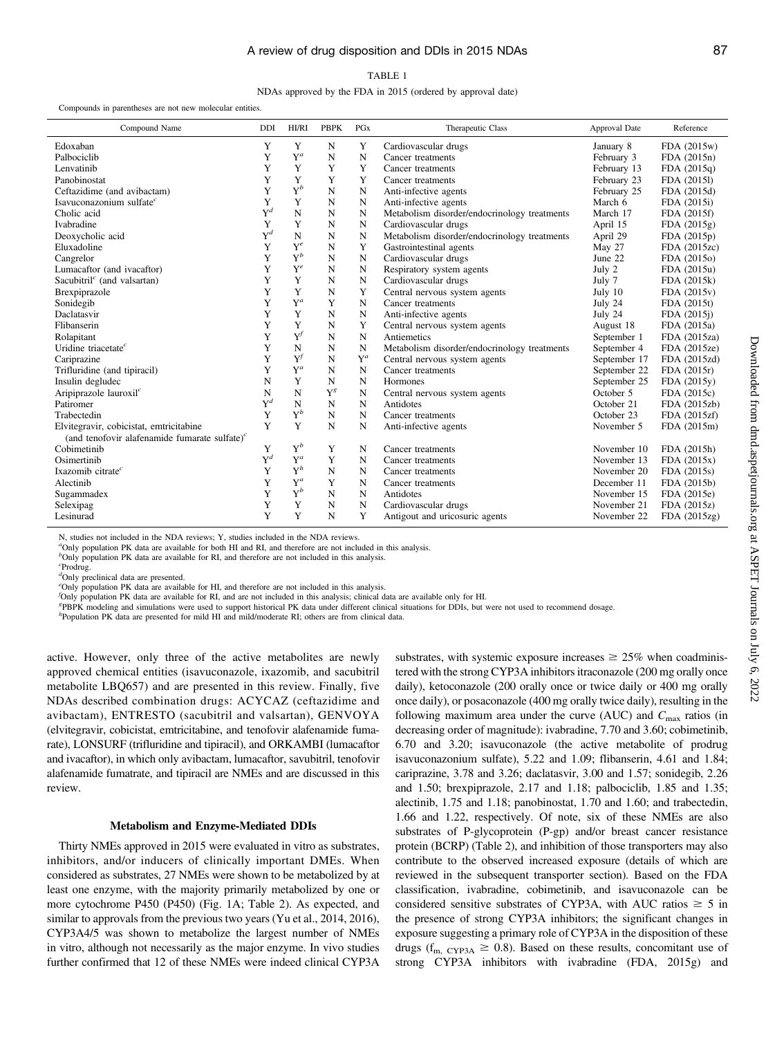TABLE 1

NDAs approved by the FDA in 2015 (ordered by approval date)

Compounds in parentheses are not new molecular entities.

| Compound Name | DDI | HI/RI | PBPK | PGx | Therapeutic Class | Approval Date | Reference |
|---|---|---|---|---|---|---|---|
| Edoxaban | Y | Y | N | Y | Cardiovascular drugs | January 8 | FDA (2015w) |
| Palbociclib | Y | Y[a] | N | N | Cancer treatments | February 3 | FDA (2015n) |
| Lenvatinib | Y | Y | Y | Y | Cancer treatments | February 13 | FDA (2015q) |
| Panobinostat | Y | Y | Y | Y | Cancer treatments | February 23 | FDA (2015l) |
| Ceftazidime (and avibactam) | Y | Y[b] | N | N | Anti-infective agents | February 25 | FDA (2015d) |
| Isavuconazonium sulfate[c] | Y | Y | N | N | Anti-infective agents | March 6 | FDA (2015i) |
| Cholic acid | Y[d] | N | N | N | Metabolism disorder/endocrinology treatments | March 17 | FDA (2015f) |
| Ivabradine | Y | Y | N | N | Cardiovascular drugs | April 15 | FDA (2015g) |
| Deoxycholic acid | Y[d] | N | N | N | Metabolism disorder/endocrinology treatments | April 29 | FDA (2015p) |
| Eluxadoline | Y | Y[e] | N | Y | Gastrointestinal agents | May 27 | FDA (2015zc) |
| Cangrelor | Y | Y[b] | N | N | Cardiovascular drugs | June 22 | FDA (2015o) |
| Lumacaftor (and ivacaftor) | Y | Y[e] | N | N | Respiratory system agents | July 2 | FDA (2015u) |
| Sacubitril[c] (and valsartan) | Y | Y | N | N | Cardiovascular drugs | July 7 | FDA (2015k) |
| Brexpiprazole | Y | Y | N | Y | Central nervous system agents | July 10 | FDA (2015v) |
| Sonidegib | Y | Y[a] | Y | N | Cancer treatments | July 24 | FDA (2015t) |
| Daclatasvir | Y | Y | N | N | Anti-infective agents | July 24 | FDA (2015j) |
| Flibanserin | Y | Y | N | Y | Central nervous system agents | August 18 | FDA (2015a) |
| Rolapitant | Y | Y[f] | N | N | Antiemetics | September 1 | FDA (2015za) |
| Uridine triacetate[c] | Y | N | N | N | Metabolism disorder/endocrinology treatments | September 4 | FDA (2015ze) |
| Cariprazine | Y | Y[f] | N | Y[a] | Central nervous system agents | September 17 | FDA (2015zd) |
| Trifluridine (and tipiracil) | Y | Y[a] | N | N | Cancer treatments | September 22 | FDA (2015r) |
| Insulin degludec | N | Y | N | N | Hormones | September 25 | FDA (2015y) |
| Aripiprazole lauroxil[c] | N | N | Y[g] | N | Central nervous system agents | October 5 | FDA (2015c) |
| Patiromer | Y[d] | N | N | N | Antidotes | October 21 | FDA (2015zb) |
| Trabectedin | Y | Y[b] | N | N | Cancer treatments | October 23 | FDA (2015zf) |
| Elvitegravir, cobicistat, emtricitabine (and tenofovir alafenamide fumarate sulfate)[c] | Y | Y | N | N | Anti-infective agents | November 5 | FDA (2015m) |
| Cobimetinib | Y | Y[b] | Y | N | Cancer treatments | November 10 | FDA (2015h) |
| Osimertinib | Y[d] | Y[a] | Y | N | Cancer treatments | November 13 | FDA (2015x) |
| Ixazomib citrate[c] | Y | Y[h] | N | N | Cancer treatments | November 20 | FDA (2015s) |
| Alectinib | Y | Y[a] | Y | N | Cancer treatments | December 11 | FDA (2015b) |
| Sugammadex | Y | Y[b] | N | N | Antidotes | November 15 | FDA (2015e) |
| Selexipag | Y | Y | N | N | Cardiovascular drugs | November 21 | FDA (2015z) |
| Lesinurad | Y | Y | N | Y | Antigout and uricosuric agents | November 22 | FDA (2015zg) |

N, studies not included in the NDA reviews; Y, studies included in the NDA reviews.

[a]Only population PK data are available for both HI and RI, and therefore are not included in this analysis.

[b]Only population PK data are available for RI, and therefore are not included in this analysis.

[c]Prodrug.

[d]Only preclinical data are presented.

[e]Only population PK data are available for HI, and therefore are not included in this analysis.

[f]Only population PK data are available for RI, and are not included in this analysis; clinical data are available only for HI.

[g]PBPK modeling and simulations were used to support historical PK data under different clinical situations for DDIs, but were not used to recommend dosage.

[h]Population PK data are presented for mild HI and mild/moderate RI; others are from clinical data.

active. However, only three of the active metabolites are newly approved chemical entities (isavuconazole, ixazomib, and sacubitril metabolite LBQ657) and are presented in this review. Finally, five NDAs described combination drugs: ACYCAZ (ceftazidime and avibactam), ENTRESTO (sacubitril and valsartan), GENVOYA (elvitegravir, cobicistat, emtricitabine, and tenofovir alafenamide fumarate), LONSURF (trifluridine and tipiracil), and ORKAMBI (lumacaftor and ivacaftor), in which only avibactam, lumacaftor, savubitril, tenofovir alafenamide fumatrate, and tipiracil are NMEs and are discussed in this review.

### Metabolism and Enzyme-Mediated DDIs

Thirty NMEs approved in 2015 were evaluated in vitro as substrates, inhibitors, and/or inducers of clinically important DMEs. When considered as substrates, 27 NMEs were shown to be metabolized by at least one enzyme, with the majority primarily metabolized by one or more cytochrome P450 (P450) (Fig. 1A; Table 2). As expected, and similar to approvals from the previous two years (Yu et al., 2014, 2016), CYP3A4/5 was shown to metabolize the largest number of NMEs in vitro, although not necessarily as the major enzyme. In vivo studies further confirmed that 12 of these NMEs were indeed clinical CYP3A substrates, with systemic exposure increases $\geq$ 25% when coadministered with the strong CYP3A inhibitors itraconazole (200 mg orally once daily), ketoconazole (200 orally once or twice daily or 400 mg orally once daily), or posaconazole (400 mg orally twice daily), resulting in the following maximum area under the curve (AUC) and $C_{max}$ ratios (in decreasing order of magnitude): ivabradine, 7.70 and 3.60; cobimetinib, 6.70 and 3.20; isavuconazole (the active metabolite of prodrug isavuconazonium sulfate), 5.22 and 1.09; flibanserin, 4.61 and 1.84; cariprazine, 3.78 and 3.26; daclatasvir, 3.00 and 1.57; sonidegib, 2.26 and 1.50; brexpiprazole, 2.17 and 1.18; palbociclib, 1.85 and 1.35; alectinib, 1.75 and 1.18; panobinostat, 1.70 and 1.60; and trabectedin, 1.66 and 1.22, respectively. Of note, six of these NMEs are also substrates of P-glycoprotein (P-gp) and/or breast cancer resistance protein (BCRP) (Table 2), and inhibition of those transporters may also contribute to the observed increased exposure (details of which are reviewed in the subsequent transporter section). Based on the FDA classification, ivabradine, cobimetinib, and isavuconazole can be considered sensitive substrates of CYP3A, with AUC ratios $\geq$ 5 in the presence of strong CYP3A inhibitors; the significant changes in exposure suggesting a primary role of CYP3A in the disposition of these drugs ($f_{m,\ CYP3A} \geq 0.8$). Based on these results, concomitant use of strong CYP3A inhibitors with ivabradine (FDA, 2015g) and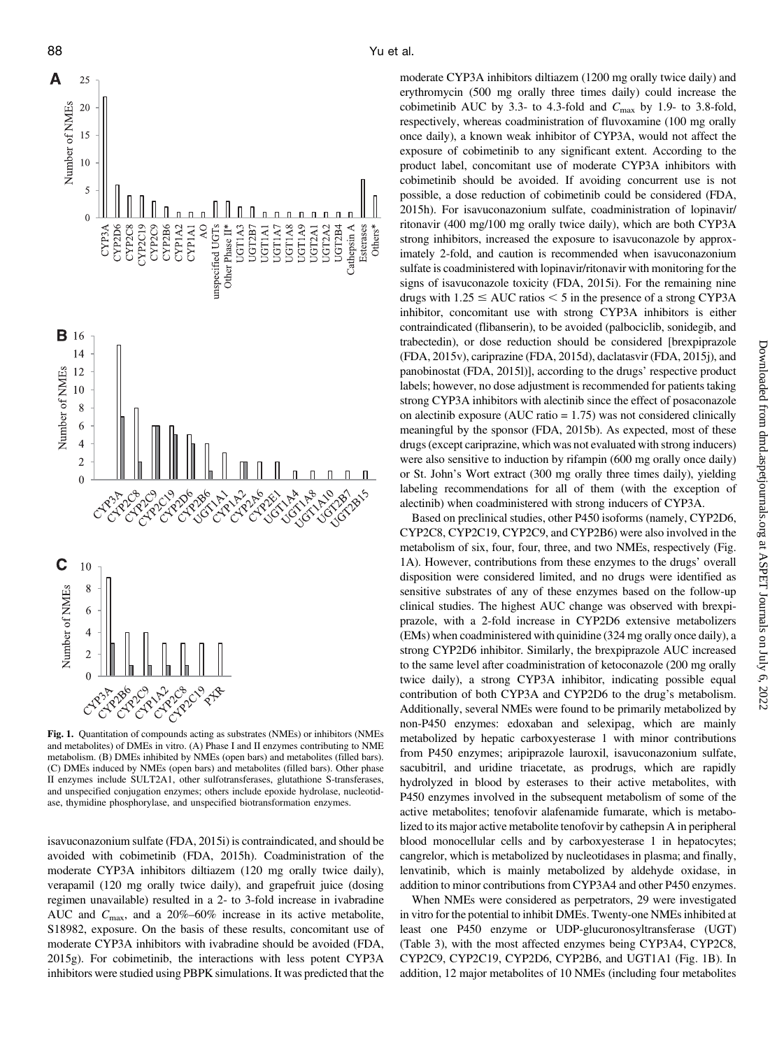Fig. 1. Quantitation of compounds acting as substrates (NMEs) or inhibitors (NMEs and metabolites) of DMEs in vitro. (A) Phase I and II enzymes contributing to NME metabolism. (B) DMEs inhibited by NMEs (open bars) and metabolites (filled bars). (C) DMEs induced by NMEs (open bars) and metabolites (filled bars). Other phase II enzymes include SULT2A1, other sulfotransferases, glutathione S-transferases, and unspecified conjugation enzymes; others include epoxide hydrolase, nucleotidase, thymidine phosphorylase, and unspecified biotransformation enzymes.

isavuconazonium sulfate (FDA, 2015i) is contraindicated, and should be avoided with cobimetinib (FDA, 2015h). Coadministration of the moderate CYP3A inhibitors diltiazem (120 mg orally twice daily), verapamil (120 mg orally twice daily), and grapefruit juice (dosing regimen unavailable) resulted in a 2- to 3-fold increase in ivabradine AUC and $C_{max}$, and a 20%–60% increase in its active metabolite, S18982, exposure. On the basis of these results, concomitant use of moderate CYP3A inhibitors with ivabradine should be avoided (FDA, 2015g). For cobimetinib, the interactions with less potent CYP3A inhibitors were studied using PBPK simulations. It was predicted that the moderate CYP3A inhibitors diltiazem (1200 mg orally twice daily) and erythromycin (500 mg orally three times daily) could increase the cobimetinib AUC by 3.3- to 4.3-fold and $C_{max}$ by 1.9- to 3.8-fold, respectively, whereas coadministration of fluvoxamine (100 mg orally once daily), a known weak inhibitor of CYP3A, would not affect the exposure of cobimetinib to any significant extent. According to the product label, concomitant use of moderate CYP3A inhibitors with cobimetinib should be avoided. If avoiding concurrent use is not possible, a dose reduction of cobimetinib could be considered (FDA, 2015h). For isavuconazonium sulfate, coadministration of lopinavir/ritonavir (400 mg/100 mg orally twice daily), which are both CYP3A strong inhibitors, increased the exposure to isavuconazole by approximately 2-fold, and caution is recommended when isavuconazonium sulfate is coadministered with lopinavir/ritonavir with monitoring for the signs of isavuconazole toxicity (FDA, 2015i). For the remaining nine drugs with $1.25 \leq$ AUC ratios $< 5$ in the presence of a strong CYP3A inhibitor, concomitant use with strong CYP3A inhibitors is either contraindicated (flibanserin), to be avoided (palbociclib, sonidegib, and trabectedin), or dose reduction should be considered [brexpiprazole (FDA, 2015v), cariprazine (FDA, 2015d), daclatasvir (FDA, 2015j), and panobinostat (FDA, 2015l)], according to the drugs' respective product labels; however, no dose adjustment is recommended for patients taking strong CYP3A inhibitors with alectinib since the effect of posaconazole on alectinib exposure (AUC ratio = 1.75) was not considered clinically meaningful by the sponsor (FDA, 2015b). As expected, most of these drugs (except cariprazine, which was not evaluated with strong inducers) were also sensitive to induction by rifampin (600 mg orally once daily) or St. John's Wort extract (300 mg orally three times daily), yielding labeling recommendations for all of them (with the exception of alectinib) when coadministered with strong inducers of CYP3A.

Based on preclinical studies, other P450 isoforms (namely, CYP2D6, CYP2C8, CYP2C19, CYP2C9, and CYP2B6) were also involved in the metabolism of six, four, four, three, and two NMEs, respectively (Fig. 1A). However, contributions from these enzymes to the drugs' overall disposition were considered limited, and no drugs were identified as sensitive substrates of any of these enzymes based on the follow-up clinical studies. The highest AUC change was observed with brexpiprazole, with a 2-fold increase in CYP2D6 extensive metabolizers (EMs) when coadministered with quinidine (324 mg orally once daily), a strong CYP2D6 inhibitor. Similarly, the brexpiprazole AUC increased to the same level after coadministration of ketoconazole (200 mg orally twice daily), a strong CYP3A inhibitor, indicating possible equal contribution of both CYP3A and CYP2D6 to the drug's metabolism. Additionally, several NMEs were found to be primarily metabolized by non-P450 enzymes: edoxaban and selexipag, which are mainly metabolized by hepatic carboxyesterase 1 with minor contributions from P450 enzymes; aripiprazole lauroxil, isavuconazonium sulfate, sacubitril, and uridine triacetate, as prodrugs, which are rapidly hydrolyzed in blood by esterases to their active metabolites, with P450 enzymes involved in the subsequent metabolism of some of the active metabolites; tenofovir alafenamide fumarate, which is metabolized to its major active metabolite tenofovir by cathepsin A in peripheral blood monocellular cells and by carboxyesterase 1 in hepatocytes; cangrelor, which is metabolized by nucleotidases in plasma; and finally, lenvatinib, which is mainly metabolized by aldehyde oxidase, in addition to minor contributions from CYP3A4 and other P450 enzymes.

When NMEs were considered as perpetrators, 29 were investigated in vitro for the potential to inhibit DMEs. Twenty-one NMEs inhibited at least one P450 enzyme or UDP-glucuronosyltransferase (UGT) (Table 3), with the most affected enzymes being CYP3A4, CYP2C8, CYP2C9, CYP2C19, CYP2D6, CYP2B6, and UGT1A1 (Fig. 1B). In addition, 12 major metabolites of 10 NMEs (including four metabolites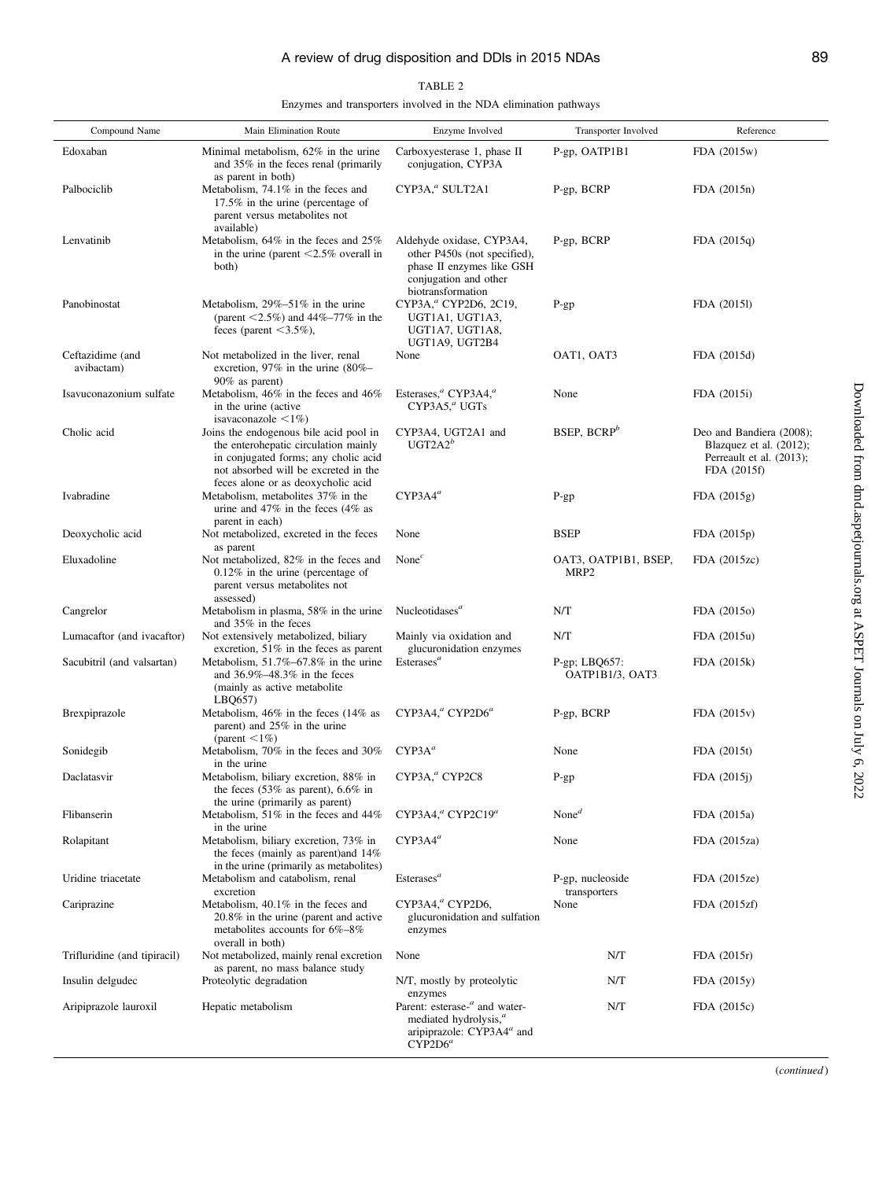TABLE 2

Enzymes and transporters involved in the NDA elimination pathways

| Compound Name | Main Elimination Route | Enzyme Involved | Transporter Involved | Reference |
|---|---|---|---|---|
| Edoxaban | Minimal metabolism, 62% in the urine and 35% in the feces renal (primarily as parent in both) | Carboxyesterase 1, phase II conjugation, CYP3A | P-gp, OATP1B1 | FDA (2015w) |
| Palbociclib | Metabolism, 74.1% in the feces and 17.5% in the urine (percentage of parent versus metabolites not available) | CYP3A,[a] SULT2A1 | P-gp, BCRP | FDA (2015n) |
| Lenvatinib | Metabolism, 64% in the feces and 25% in the urine (parent <2.5% overall in both) | Aldehyde oxidase, CYP3A4, other P450s (not specified), phase II enzymes like GSH conjugation and other biotransformation | P-gp, BCRP | FDA (2015q) |
| Panobinostat | Metabolism, 29%–51% in the urine (parent <2.5%) and 44%–77% in the feces (parent <3.5%), | CYP3A,[a] CYP2D6, 2C19, UGT1A1, UGT1A3, UGT1A7, UGT1A8, UGT1A9, UGT2B4 | P-gp | FDA (2015l) |
| Ceftazidime (and avibactam) | Not metabolized in the liver, renal excretion, 97% in the urine (80%–90% as parent) | None | OAT1, OAT3 | FDA (2015d) |
| Isavuconazonium sulfate | Metabolism, 46% in the feces and 46% in the urine (active isavaconazole <1%) | Esterases,[a] CYP3A4,[a] CYP3A5,[a] UGTs | None | FDA (2015i) |
| Cholic acid | Joins the endogenous bile acid pool in the enterohepatic circulation mainly in conjugated forms; any cholic acid not absorbed will be excreted in the feces alone or as deoxycholic acid | CYP3A4, UGT2A1 and UGT2A2[b] | BSEP, BCRP[b] | Deo and Bandiera (2008); Blazquez et al. (2012); Perreault et al. (2013); FDA (2015f) |
| Ivabradine | Metabolism, metabolites 37% in the urine and 47% in the feces (4% as parent in each) | CYP3A4[a] | P-gp | FDA (2015g) |
| Deoxycholic acid | Not metabolized, excreted in the feces as parent | None | BSEP | FDA (2015p) |
| Eluxadoline | Not metabolized, 82% in the feces and 0.12% in the urine (percentage of parent versus metabolites not assessed) | None[c] | OAT3, OATP1B1, BSEP, MRP2 | FDA (2015zc) |
| Cangrelor | Metabolism in plasma, 58% in the urine and 35% in the feces | Nucleotidases[a] | N/T | FDA (2015o) |
| Lumacaftor (and ivacaftor) | Not extensively metabolized, biliary excretion, 51% in the feces as parent | Mainly via oxidation and glucuronidation enzymes | N/T | FDA (2015u) |
| Sacubitril (and valsartan) | Metabolism, 51.7%–67.8% in the urine and 36.9%–48.3% in the feces (mainly as active metabolite LBQ657) | Esterases[a] | P-gp; LBQ657: OATP1B1/3, OAT3 | FDA (2015k) |
| Brexpiprazole | Metabolism, 46% in the feces (14% as parent) and 25% in the urine (parent <1%) | CYP3A4,[a] CYP2D6[a] | P-gp, BCRP | FDA (2015v) |
| Sonidegib | Metabolism, 70% in the feces and 30% in the urine | CYP3A[a] | None | FDA (2015t) |
| Daclatasvir | Metabolism, biliary excretion, 88% in the feces (53% as parent), 6.6% in the urine (primarily as parent) | CYP3A,[a] CYP2C8 | P-gp | FDA (2015j) |
| Flibanserin | Metabolism, 51% in the feces and 44% in the urine | CYP3A4,[a] CYP2C19[a] | None[d] | FDA (2015a) |
| Rolapitant | Metabolism, biliary excretion, 73% in the feces (mainly as parent)and 14% in the urine (primarily as metabolites) | CYP3A4[a] | None | FDA (2015za) |
| Uridine triacetate | Metabolism and catabolism, renal excretion | Esterases[a] | P-gp, nucleoside transporters | FDA (2015ze) |
| Cariprazine | Metabolism, 40.1% in the feces and 20.8% in the urine (parent and active metabolites accounts for 6%–8% overall in both) | CYP3A4,[a] CYP2D6, glucuronidation and sulfation enzymes | None | FDA (2015zf) |
| Trifluridine (and tipiracil) | Not metabolized, mainly renal excretion as parent, no mass balance study | None | N/T | FDA (2015r) |
| Insulin delgudec | Proteolytic degradation | N/T, mostly by proteolytic enzymes | N/T | FDA (2015y) |
| Aripiprazole lauroxil | Hepatic metabolism | Parent: esterase-[a] and water-mediated hydrolysis,[a] aripiprazole: CYP3A4[a] and CYP2D6[a] | N/T | FDA (2015c) |

(*continued*)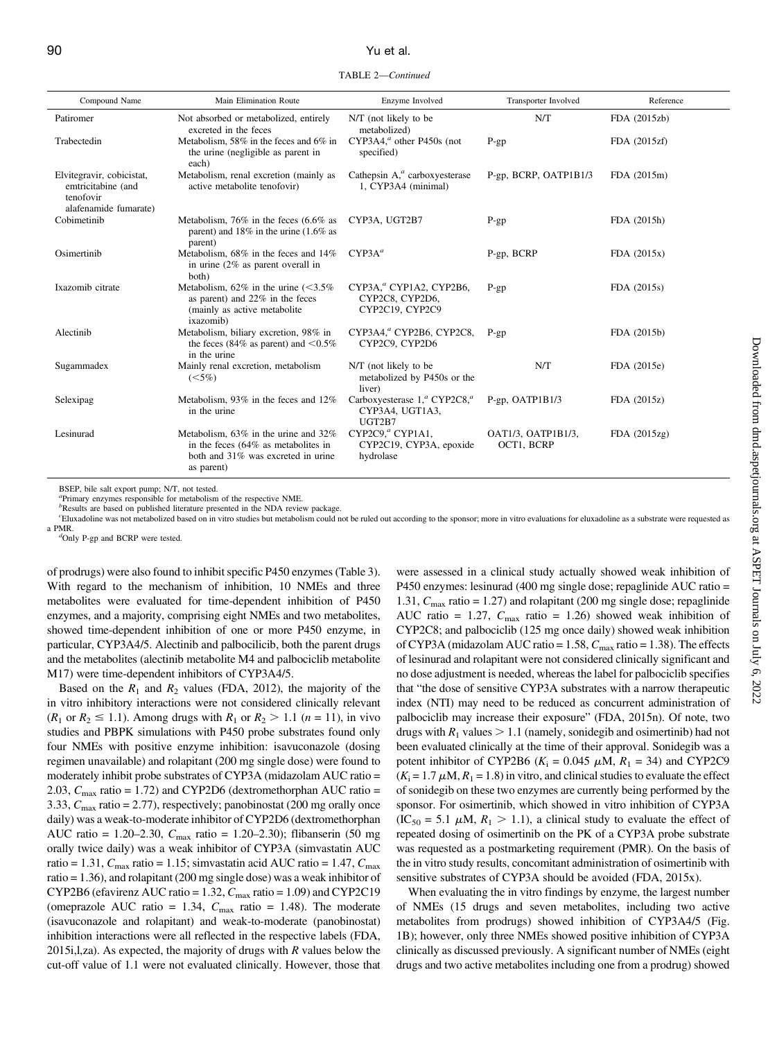TABLE 2—*Continued*

| Compound Name | Main Elimination Route | Enzyme Involved | Transporter Involved | Reference |
|---|---|---|---|---|
| Patiromer | Not absorbed or metabolized, entirely excreted in the feces | N/T (not likely to be metabolized) | N/T | FDA (2015zb) |
| Trabectedin | Metabolism, 58% in the feces and 6% in the urine (negligible as parent in each) | CYP3A4,[a] other P450s (not specified) | P-gp | FDA (2015zf) |
| Elvitegravir, cobicistat, emtricitabine (and tenofovir alafenamide fumarate) | Metabolism, renal excretion (mainly as active metabolite tenofovir) | Cathepsin A,[a] carboxyesterase 1, CYP3A4 (minimal) | P-gp, BCRP, OATP1B1/3 | FDA (2015m) |
| Cobimetinib | Metabolism, 76% in the feces (6.6% as parent) and 18% in the urine (1.6% as parent) | CYP3A, UGT2B7 | P-gp | FDA (2015h) |
| Osimertinib | Metabolism, 68% in the feces and 14% in urine (2% as parent overall in both) | CYP3A[a] | P-gp, BCRP | FDA (2015x) |
| Ixazomib citrate | Metabolism, 62% in the urine (<3.5% as parent) and 22% in the feces (mainly as active metabolite ixazomib) | CYP3A,[a] CYP1A2, CYP2B6, CYP2C8, CYP2D6, CYP2C19, CYP2C9 | P-gp | FDA (2015s) |
| Alectinib | Metabolism, biliary excretion, 98% in the feces (84% as parent) and <0.5% in the urine | CYP3A4,[a] CYP2B6, CYP2C8, CYP2C9, CYP2D6 | P-gp | FDA (2015b) |
| Sugammadex | Mainly renal excretion, metabolism (<5%) | N/T (not likely to be metabolized by P450s or the liver) | N/T | FDA (2015e) |
| Selexipag | Metabolism, 93% in the feces and 12% in the urine | Carboxyesterase 1,[a] CYP2C8,[a] CYP3A4, UGT1A3, UGT2B7 | P-gp, OATP1B1/3 | FDA (2015z) |
| Lesinurad | Metabolism, 63% in the urine and 32% in the feces (64% as metabolites in both and 31% was excreted in urine as parent) | CYP2C9,[a] CYP1A1, CYP2C19, CYP3A, epoxide hydrolase | OAT1/3, OATP1B1/3, OCT1, BCRP | FDA (2015zg) |

BSEP, bile salt export pump; N/T, not tested.
[a]Primary enzymes responsible for metabolism of the respective NME.
[b]Results are based on published literature presented in the NDA review package.
[c]Eluxadoline was not metabolized based on in vitro studies but metabolism could not be ruled out according to the sponsor; more in vitro evaluations for eluxadoline as a substrate were requested as a PMR.
[d]Only P-gp and BCRP were tested.

of prodrugs) were also found to inhibit specific P450 enzymes (Table 3). With regard to the mechanism of inhibition, 10 NMEs and three metabolites were evaluated for time-dependent inhibition of P450 enzymes, and a majority, comprising eight NMEs and two metabolites, showed time-dependent inhibition of one or more P450 enzyme, in particular, CYP3A4/5. Alectinib and palbocilicib, both the parent drugs and the metabolites (alectinib metabolite M4 and palbociclib metabolite M17) were time-dependent inhibitors of CYP3A4/5.

Based on the $R_1$ and $R_2$ values (FDA, 2012), the majority of the in vitro inhibitory interactions were not considered clinically relevant ($R_1$ or $R_2 \leq 1.1$). Among drugs with $R_1$ or $R_2 > 1.1$ ($n = 11$), in vivo studies and PBPK simulations with P450 probe substrates found only four NMEs with positive enzyme inhibition: isavuconazole (dosing regimen unavailable) and rolapitant (200 mg single dose) were found to moderately inhibit probe substrates of CYP3A (midazolam AUC ratio = 2.03, $C_{max}$ ratio = 1.72) and CYP2D6 (dextromethorphan AUC ratio = 3.33, $C_{max}$ ratio = 2.77), respectively; panobinostat (200 mg orally once daily) was a weak-to-moderate inhibitor of CYP2D6 (dextromethorphan AUC ratio = 1.20–2.30, $C_{max}$ ratio = 1.20–2.30); flibanserin (50 mg orally twice daily) was a weak inhibitor of CYP3A (simvastatin AUC ratio = 1.31, $C_{max}$ ratio = 1.15; simvastatin acid AUC ratio = 1.47, $C_{max}$ ratio = 1.36), and rolapitant (200 mg single dose) was a weak inhibitor of CYP2B6 (efavirenz AUC ratio = 1.32, $C_{max}$ ratio = 1.09) and CYP2C19 (omeprazole AUC ratio = 1.34, $C_{max}$ ratio = 1.48). The moderate (isavuconazole and rolapitant) and weak-to-moderate (panobinostat) inhibition interactions were all reflected in the respective labels (FDA, 2015i,l,za). As expected, the majority of drugs with $R$ values below the cut-off value of 1.1 were not evaluated clinically. However, those that were assessed in a clinical study actually showed weak inhibition of P450 enzymes: lesinurad (400 mg single dose; repaglinide AUC ratio = 1.31, $C_{max}$ ratio = 1.27) and rolapitant (200 mg single dose; repaglinide AUC ratio = 1.27, $C_{max}$ ratio = 1.26) showed weak inhibition of CYP2C8; and palbociclib (125 mg once daily) showed weak inhibition of CYP3A (midazolam AUC ratio = 1.58, $C_{max}$ ratio = 1.38). The effects of lesinurad and rolapitant were not considered clinically significant and no dose adjustment is needed, whereas the label for palbociclib specifies that "the dose of sensitive CYP3A substrates with a narrow therapeutic index (NTI) may need to be reduced as concurrent administration of palbociclib may increase their exposure" (FDA, 2015n). Of note, two drugs with $R_1$ values > 1.1 (namely, sonidegib and osimertinib) had not been evaluated clinically at the time of their approval. Sonidegib was a potent inhibitor of CYP2B6 ($K_i$ = 0.045 $\mu$M, $R_1$ = 34) and CYP2C9 ($K_i$ = 1.7 $\mu$M, $R_1$ = 1.8) in vitro, and clinical studies to evaluate the effect of sonidegib on these two enzymes are currently being performed by the sponsor. For osimertinib, which showed in vitro inhibition of CYP3A ($IC_{50}$ = 5.1 $\mu$M, $R_1 > 1.1$), a clinical study to evaluate the effect of repeated dosing of osimertinib on the PK of a CYP3A probe substrate was requested as a postmarketing requirement (PMR). On the basis of the in vitro study results, concomitant administration of osimertinib with sensitive substrates of CYP3A should be avoided (FDA, 2015x).

When evaluating the in vitro findings by enzyme, the largest number of NMEs (15 drugs and seven metabolites, including two active metabolites from prodrugs) showed inhibition of CYP3A4/5 (Fig. 1B); however, only three NMEs showed positive inhibition of CYP3A clinically as discussed previously. A significant number of NMEs (eight drugs and two active metabolites including one from a prodrug) showed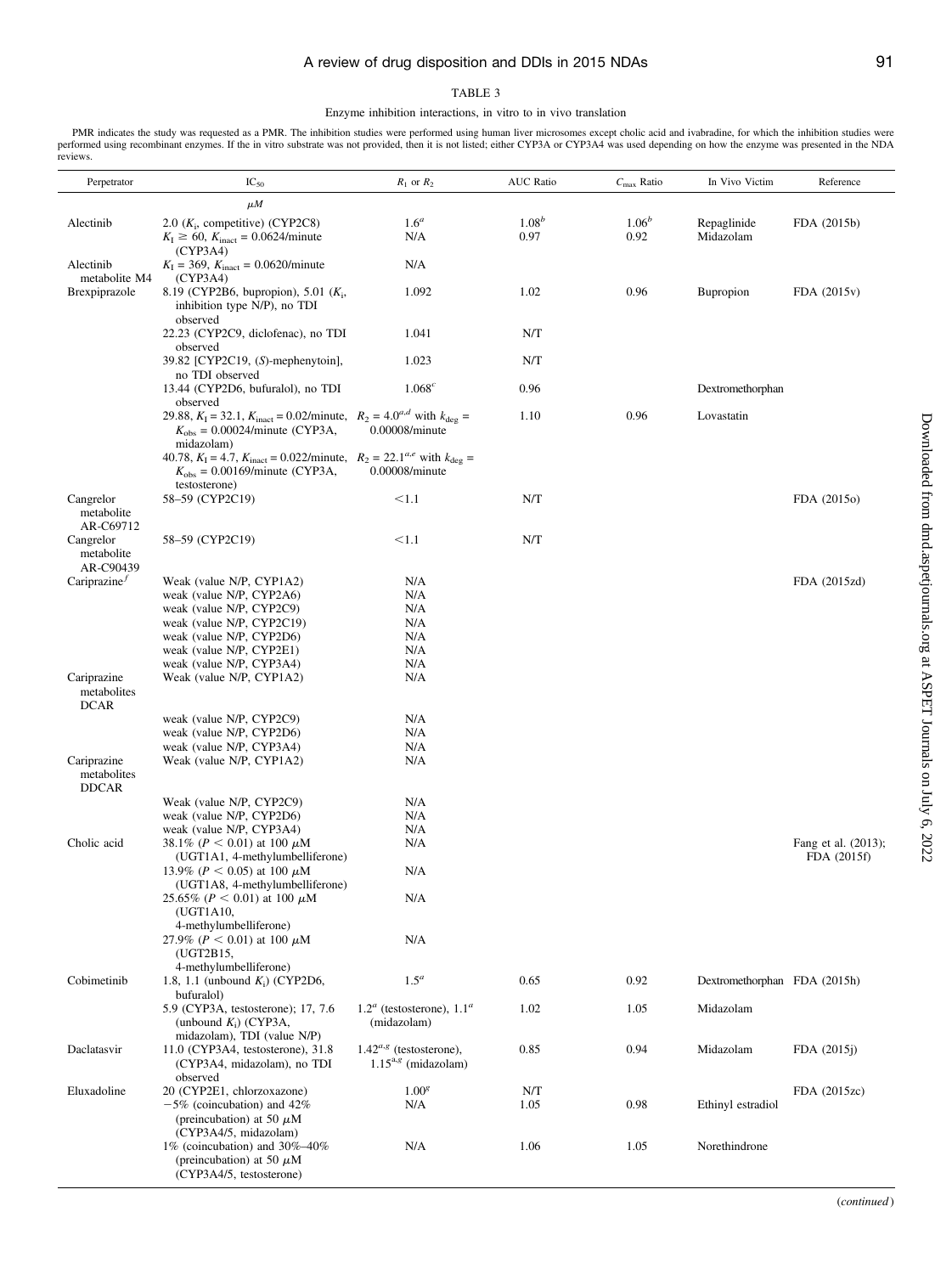TABLE 3

Enzyme inhibition interactions, in vitro to in vivo translation

PMR indicates the study was requested as a PMR. The inhibition studies were performed using human liver microsomes except cholic acid and ivabradine, for which the inhibition studies were performed using recombinant enzymes. If the in vitro substrate was not provided, then it is not listed; either CYP3A or CYP3A4 was used depending on how the enzyme was presented in the NDA reviews.

| Perpetrator | $IC_{50}$ | $R_1$ or $R_2$ | AUC Ratio | $C_{max}$ Ratio | In Vivo Victim | Reference |
|---|---|---|---|---|---|---|
| | $\mu M$ | | | | | |
| Alectinib | 2.0 ($K_i$, competitive) (CYP2C8) | 1.6[a] | 1.08[b] | 1.06[b] | Repaglinide | FDA (2015b) |
| | $K_I \geq 60$, $K_{inact}$ = 0.0624/minute (CYP3A4) | N/A | 0.97 | 0.92 | Midazolam | |
| Alectinib metabolite M4 | $K_I$ = 369, $K_{inact}$ = 0.0620/minute (CYP3A4) | N/A | | | | |
| Brexpiprazole | 8.19 (CYP2B6, bupropion), 5.01 ($K_i$, inhibition type N/P), no TDI observed | 1.092 | 1.02 | 0.96 | Bupropion | FDA (2015v) |
| | 22.23 (CYP2C9, diclofenac), no TDI observed | 1.041 | N/T | | | |
| | 39.82 [CYP2C19, (S)-mephenytoin], no TDI observed | 1.023 | N/T | | | |
| | 13.44 (CYP2D6, bufuralol), no TDI observed | 1.068[c] | 0.96 | | Dextromethorphan | |
| | 29.88, $K_I$ = 32.1, $K_{inact}$ = 0.02/minute, $K_{obs}$ = 0.00024/minute (CYP3A, midazolam) | $R_2$ = 4.0[a,d] with $k_{deg}$ = 0.00008/minute | 1.10 | 0.96 | Lovastatin | |
| | 40.78, $K_I$ = 4.7, $K_{inact}$ = 0.022/minute, $K_{obs}$ = 0.00169/minute (CYP3A, testosterone) | $R_2$ = 22.1[a,e] with $k_{deg}$ = 0.00008/minute | | | | |
| Cangrelor metabolite AR-C69712 | 58–59 (CYP2C19) | <1.1 | N/T | | | FDA (2015o) |
| Cangrelor metabolite AR-C90439 | 58–59 (CYP2C19) | <1.1 | N/T | | | |
| Cariprazine[f] | Weak (value N/P, CYP1A2) | N/A | | | | FDA (2015zd) |
| | weak (value N/P, CYP2A6) | N/A | | | | |
| | weak (value N/P, CYP2C9) | N/A | | | | |
| | weak (value N/P, CYP2C19) | N/A | | | | |
| | weak (value N/P, CYP2D6) | N/A | | | | |
| | weak (value N/P, CYP2E1) | N/A | | | | |
| | weak (value N/P, CYP3A4) | N/A | | | | |
| Cariprazine metabolites DCAR | Weak (value N/P, CYP1A2) | N/A | | | | |
| | weak (value N/P, CYP2C9) | N/A | | | | |
| | weak (value N/P, CYP2D6) | N/A | | | | |
| | weak (value N/P, CYP3A4) | N/A | | | | |
| Cariprazine metabolites DDCAR | Weak (value N/P, CYP1A2) | N/A | | | | |
| | Weak (value N/P, CYP2C9) | N/A | | | | |
| | weak (value N/P, CYP2D6) | N/A | | | | |
| | weak (value N/P, CYP3A4) | N/A | | | | |
| Cholic acid | 38.1% ($P < 0.01$) at 100 $\mu$M (UGT1A1, 4-methylumbelliferone) | N/A | | | | Fang et al. (2013); FDA (2015f) |
| | 13.9% ($P < 0.05$) at 100 $\mu$M (UGT1A8, 4-methylumbelliferone) | N/A | | | | |
| | 25.65% ($P < 0.01$) at 100 $\mu$M (UGT1A10, 4-methylumbelliferone) | N/A | | | | |
| | 27.9% ($P < 0.01$) at 100 $\mu$M (UGT2B15, 4-methylumbelliferone) | N/A | | | | |
| Cobimetinib | 1.8, 1.1 (unbound $K_i$) (CYP2D6, bufuralol) | 1.5[a] | 0.65 | 0.92 | Dextromethorphan | FDA (2015h) |
| | 5.9 (CYP3A, testosterone); 17, 7.6 (unbound $K_i$) (CYP3A, midazolam), TDI (value N/P) | 1.2[a] (testosterone), 1.1[a] (midazolam) | 1.02 | 1.05 | Midazolam | |
| Daclatasvir | 11.0 (CYP3A4, testosterone), 31.8 (CYP3A4, midazolam), no TDI observed | 1.42[a,g] (testosterone), 1.15[a,g] (midazolam) | 0.85 | 0.94 | Midazolam | FDA (2015j) |
| Eluxadoline | 20 (CYP2E1, chlorzoxazone) | 1.00[g] | N/T | | | FDA (2015zc) |
| | −5% (coincubation) and 42% (preincubation) at 50 $\mu$M (CYP3A4/5, midazolam) | N/A | 1.05 | 0.98 | Ethinyl estradiol | |
| | 1% (coincubation) and 30%–40% (preincubation) at 50 $\mu$M (CYP3A4/5, testosterone) | N/A | 1.06 | 1.05 | Norethindrone | |

(continued)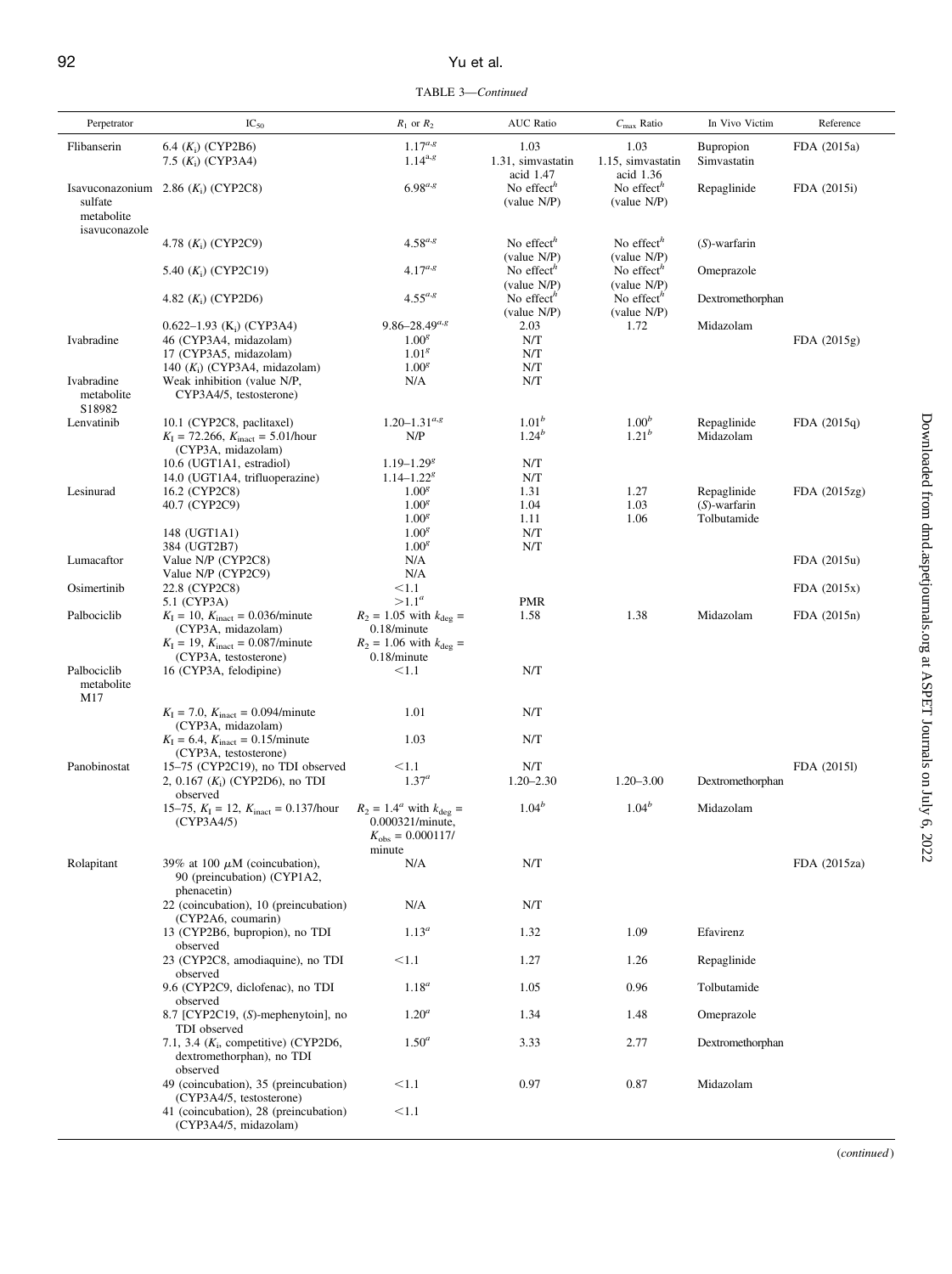TABLE 3—*Continued*

| Perpetrator | $IC_{50}$ | $R_1$ or $R_2$ | AUC Ratio | $C_{max}$ Ratio | In Vivo Victim | Reference |
|---|---|---|---|---|---|---|
| Flibanserin | 6.4 ($K_i$) (CYP2B6) | $1.17^{a,g}$ | 1.03 | 1.03 | Bupropion | FDA (2015a) |
| | 7.5 ($K_i$) (CYP3A4) | $1.14^{a,g}$ | 1.31, simvastatin acid 1.47 | 1.15, simvastatin acid 1.36 | Simvastatin | |
| Isavuconazonium sulfate metabolite isavuconazole | 2.86 ($K_i$) (CYP2C8) | $6.98^{a,g}$ | No effect[h] (value N/P) | No effect[h] (value N/P) | Repaglinide | FDA (2015i) |
| | 4.78 ($K_i$) (CYP2C9) | $4.58^{a,g}$ | No effect[h] (value N/P) | No effect[h] (value N/P) | (*S*)-warfarin | |
| | 5.40 ($K_i$) (CYP2C19) | $4.17^{a,g}$ | No effect[h] (value N/P) | No effect[h] (value N/P) | Omeprazole | |
| | 4.82 ($K_i$) (CYP2D6) | $4.55^{a,g}$ | No effect[h] (value N/P) | No effect[h] (value N/P) | Dextromethorphan | |
| | 0.622–1.93 ($K_i$) (CYP3A4) | $9.86–28.49^{a,g}$ | 2.03 | 1.72 | Midazolam | |
| Ivabradine | 46 (CYP3A4, midazolam) | $1.00^g$ | N/T | | | FDA (2015g) |
| | 17 (CYP3A5, midazolam) | $1.01^g$ | N/T | | | |
| | 140 ($K_i$) (CYP3A4, midazolam) | $1.00^g$ | N/T | | | |
| Ivabradine metabolite S18982 | Weak inhibition (value N/P, CYP3A4/5, testosterone) | N/A | N/T | | | |
| Lenvatinib | 10.1 (CYP2C8, paclitaxel) | $1.20–1.31^{a,g}$ | $1.01^b$ | $1.00^b$ | Repaglinide | FDA (2015q) |
| | $K_I$ = 72.266, $K_{inact}$ = 5.01/hour (CYP3A, midazolam) | N/P | $1.24^b$ | $1.21^b$ | Midazolam | |
| | 10.6 (UGT1A1, estradiol) | $1.19–1.29^g$ | N/T | | | |
| | 14.0 (UGT1A4, trifluoperazine) | $1.14–1.22^g$ | N/T | | | |
| Lesinurad | 16.2 (CYP2C8) | $1.00^g$ | 1.31 | 1.27 | Repaglinide | FDA (2015zg) |
| | 40.7 (CYP2C9) | $1.00^g$ | 1.04 | 1.03 | (*S*)-warfarin | |
| | | $1.00^g$ | 1.11 | 1.06 | Tolbutamide | |
| | 148 (UGT1A1) | $1.00^g$ | N/T | | | |
| | 384 (UGT2B7) | $1.00^g$ | N/T | | | |
| Lumacaftor | Value N/P (CYP2C8) | N/A | | | | FDA (2015u) |
| | Value N/P (CYP2C9) | N/A | | | | |
| Osimertinib | 22.8 (CYP2C8) | <1.1 | | | | FDA (2015x) |
| | 5.1 (CYP3A) | $>1.1^a$ | PMR | | | |
| Palbociclib | $K_I$ = 10, $K_{inact}$ = 0.036/minute (CYP3A, midazolam) | $R_2$ = 1.05 with $k_{deg}$ = 0.18/minute | 1.58 | 1.38 | Midazolam | FDA (2015n) |
| | $K_I$ = 19, $K_{inact}$ = 0.087/minute (CYP3A, testosterone) | $R_2$ = 1.06 with $k_{deg}$ = 0.18/minute | | | | |
| Palbociclib metabolite M17 | 16 (CYP3A, felodipine) | <1.1 | N/T | | | |
| | $K_I$ = 7.0, $K_{inact}$ = 0.094/minute (CYP3A, midazolam) | 1.01 | N/T | | | |
| | $K_I$ = 6.4, $K_{inact}$ = 0.15/minute (CYP3A, testosterone) | 1.03 | N/T | | | |
| Panobinostat | 15–75 (CYP2C19), no TDI observed | <1.1 | N/T | | | FDA (2015l) |
| | 2, 0.167 ($K_i$) (CYP2D6), no TDI observed | $1.37^a$ | 1.20–2.30 | 1.20–3.00 | Dextromethorphan | |
| | 15–75, $K_I$ = 12, $K_{inact}$ = 0.137/hour (CYP3A4/5) | $R_2 = 1.4^a$ with $k_{deg}$ = 0.000321/minute, $K_{obs}$ = 0.000117/minute | $1.04^b$ | $1.04^b$ | Midazolam | |
| Rolapitant | 39% at 100 μM (coincubation), 90 (preincubation) (CYP1A2, phenacetin) | N/A | N/T | | | FDA (2015za) |
| | 22 (coincubation), 10 (preincubation) (CYP2A6, coumarin) | N/A | N/T | | | |
| | 13 (CYP2B6, bupropion), no TDI observed | $1.13^a$ | 1.32 | 1.09 | Efavirenz | |
| | 23 (CYP2C8, amodiaquine), no TDI observed | <1.1 | 1.27 | 1.26 | Repaglinide | |
| | 9.6 (CYP2C9, diclofenac), no TDI observed | $1.18^a$ | 1.05 | 0.96 | Tolbutamide | |
| | 8.7 [CYP2C19, (*S*)-mephenytoin], no TDI observed | $1.20^a$ | 1.34 | 1.48 | Omeprazole | |
| | 7.1, 3.4 ($K_i$, competitive) (CYP2D6, dextromethorphan), no TDI observed | $1.50^a$ | 3.33 | 2.77 | Dextromethorphan | |
| | 49 (coincubation), 35 (preincubation) (CYP3A4/5, testosterone) | <1.1 | 0.97 | 0.87 | Midazolam | |
| | 41 (coincubation), 28 (preincubation) (CYP3A4/5, midazolam) | <1.1 | | | | |

(*continued*)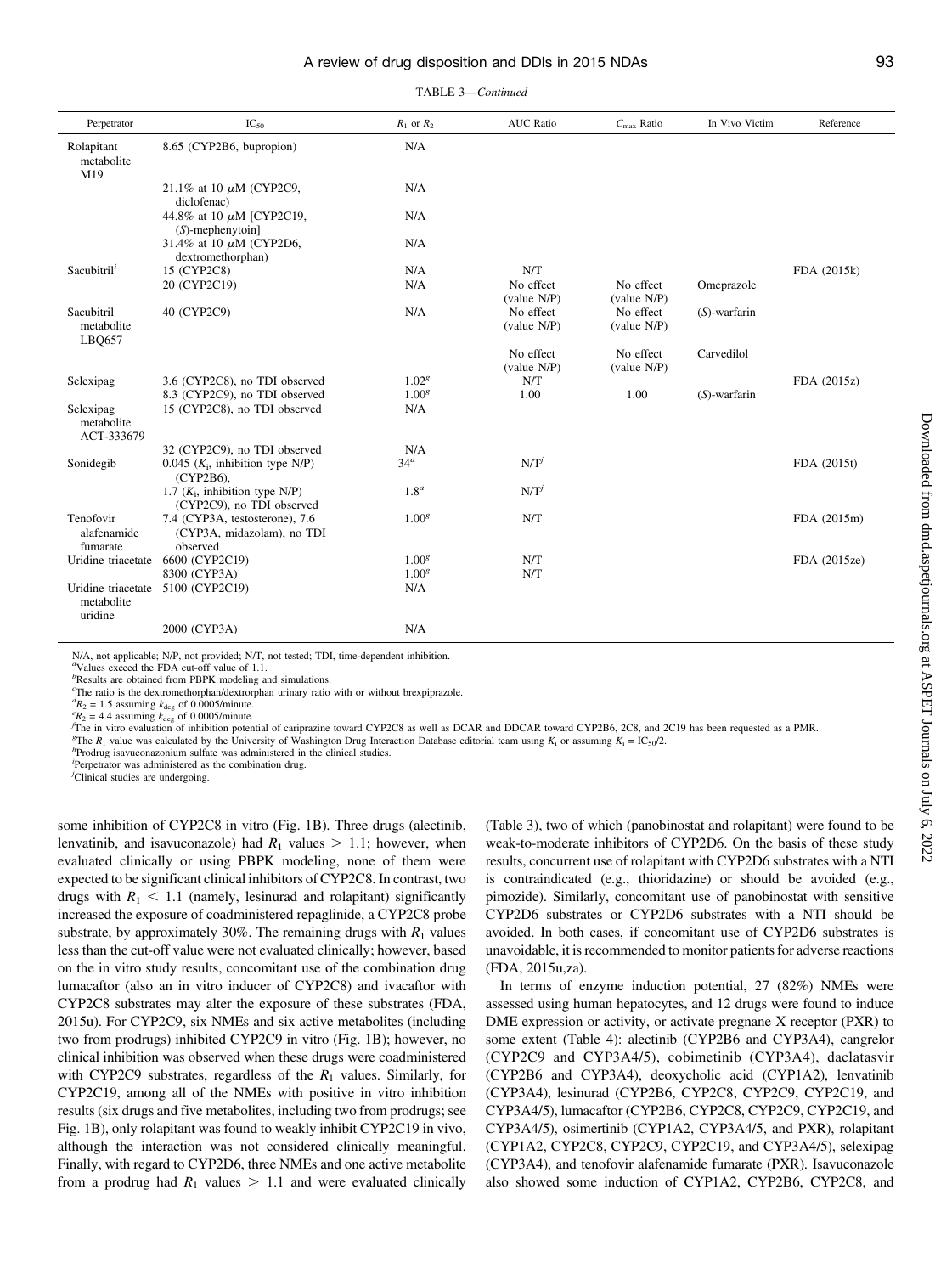TABLE 3—*Continued*

| Perpetrator | $IC_{50}$ | $R_1$ or $R_2$ | AUC Ratio | $C_{max}$ Ratio | In Vivo Victim | Reference |
|---|---|---|---|---|---|---|
| Rolapitant metabolite M19 | 8.65 (CYP2B6, bupropion) | N/A | | | | |
| | 21.1% at 10 μM (CYP2C9, diclofenac) | N/A | | | | |
| | 44.8% at 10 μM [CYP2C19, (S)-mephenytoin] | N/A | | | | |
| | 31.4% at 10 μM (CYP2D6, dextromethorphan) | N/A | | | | |
| Sacubitril[i] | 15 (CYP2C8) | N/A | N/T | | | FDA (2015k) |
| | 20 (CYP2C19) | N/A | No effect (value N/P) | No effect (value N/P) | Omeprazole | |
| Sacubitril metabolite LBQ657 | 40 (CYP2C9) | N/A | No effect (value N/P) | No effect (value N/P) | (S)-warfarin | |
| | | | No effect (value N/P) | No effect (value N/P) | Carvedilol | |
| Selexipag | 3.6 (CYP2C8), no TDI observed | 1.02[g] | N/T | | | FDA (2015z) |
| | 8.3 (CYP2C9), no TDI observed | 1.00[g] | 1.00 | 1.00 | (S)-warfarin | |
| Selexipag metabolite ACT-333679 | 15 (CYP2C8), no TDI observed | N/A | | | | |
| | 32 (CYP2C9), no TDI observed | N/A | | | | |
| Sonidegib | 0.045 ($K_i$, inhibition type N/P) (CYP2B6), | 34[a] | N/T[j] | | | FDA (2015t) |
| | 1.7 ($K_i$, inhibition type N/P) (CYP2C9), no TDI observed | 1.8[a] | N/T[j] | | | |
| Tenofovir alafenamide fumarate | 7.4 (CYP3A, testosterone), 7.6 (CYP3A, midazolam), no TDI observed | 1.00[g] | N/T | | | FDA (2015m) |
| Uridine triacetate | 6600 (CYP2C19) | 1.00[g] | N/T | | | FDA (2015ze) |
| | 8300 (CYP3A) | 1.00[g] | N/T | | | |
| Uridine triacetate metabolite uridine | 5100 (CYP2C19) | N/A | | | | |
| | 2000 (CYP3A) | N/A | | | | |

N/A, not applicable; N/P, not provided; N/T, not tested; TDI, time-dependent inhibition.
[a]Values exceed the FDA cut-off value of 1.1.
[b]Results are obtained from PBPK modeling and simulations.
[c]The ratio is the dextromethorphan/dextrorphan urinary ratio with or without brexpiprazole.
[d]$R_2$ = 1.5 assuming $k_{deg}$ of 0.0005/minute.
[e]$R_2$ = 4.4 assuming $k_{deg}$ of 0.0005/minute.
[f]The in vitro evaluation of inhibition potential of cariprazine toward CYP2C8 as well as DCAR and DDCAR toward CYP2B6, 2C8, and 2C19 has been requested as a PMR.
[g]The $R_1$ value was calculated by the University of Washington Drug Interaction Database editorial team using $K_i$ or assuming $K_i$ = $IC_{50}$/2.
[h]Prodrug isavuconazonium sulfate was administered in the clinical studies.
[i]Perpetrator was administered as the combination drug.
[j]Clinical studies are undergoing.

some inhibition of CYP2C8 in vitro (Fig. 1B). Three drugs (alectinib, lenvatinib, and isavuconazole) had $R_1$ values > 1.1; however, when evaluated clinically or using PBPK modeling, none of them were expected to be significant clinical inhibitors of CYP2C8. In contrast, two drugs with $R_1$ < 1.1 (namely, lesinurad and rolapitant) significantly increased the exposure of coadministered repaglinide, a CYP2C8 probe substrate, by approximately 30%. The remaining drugs with $R_1$ values less than the cut-off value were not evaluated clinically; however, based on the in vitro study results, concomitant use of the combination drug lumacaftor (also an in vitro inducer of CYP2C8) and ivacaftor with CYP2C8 substrates may alter the exposure of these substrates (FDA, 2015u). For CYP2C9, six NMEs and six active metabolites (including two from prodrugs) inhibited CYP2C9 in vitro (Fig. 1B); however, no clinical inhibition was observed when these drugs were coadministered with CYP2C9 substrates, regardless of the $R_1$ values. Similarly, for CYP2C19, among all of the NMEs with positive in vitro inhibition results (six drugs and five metabolites, including two from prodrugs; see Fig. 1B), only rolapitant was found to weakly inhibit CYP2C19 in vivo, although the interaction was not considered clinically meaningful. Finally, with regard to CYP2D6, three NMEs and one active metabolite from a prodrug had $R_1$ values > 1.1 and were evaluated clinically (Table 3), two of which (panobinostat and rolapitant) were found to be weak-to-moderate inhibitors of CYP2D6. On the basis of these study results, concurrent use of rolapitant with CYP2D6 substrates with a NTI is contraindicated (e.g., thioridazine) or should be avoided (e.g., pimozide). Similarly, concomitant use of panobinostat with sensitive CYP2D6 substrates or CYP2D6 substrates with a NTI should be avoided. In both cases, if concomitant use of CYP2D6 substrates is unavoidable, it is recommended to monitor patients for adverse reactions (FDA, 2015u,za).

In terms of enzyme induction potential, 27 (82%) NMEs were assessed using human hepatocytes, and 12 drugs were found to induce DME expression or activity, or activate pregnane X receptor (PXR) to some extent (Table 4): alectinib (CYP2B6 and CYP3A4), cangrelor (CYP2C9 and CYP3A4/5), cobimetinib (CYP3A4), daclatasvir (CYP2B6 and CYP3A4), deoxycholic acid (CYP1A2), lenvatinib (CYP3A4), lesinurad (CYP2B6, CYP2C8, CYP2C9, CYP2C19, and CYP3A4/5), lumacaftor (CYP2B6, CYP2C8, CYP2C9, CYP2C19, and CYP3A4/5), osimertinib (CYP1A2, CYP3A4/5, and PXR), rolapitant (CYP1A2, CYP2C8, CYP2C9, CYP2C19, and CYP3A4/5), selexipag (CYP3A4), and tenofovir alafenamide fumarate (PXR). Isavuconazole also showed some induction of CYP1A2, CYP2B6, CYP2C8, and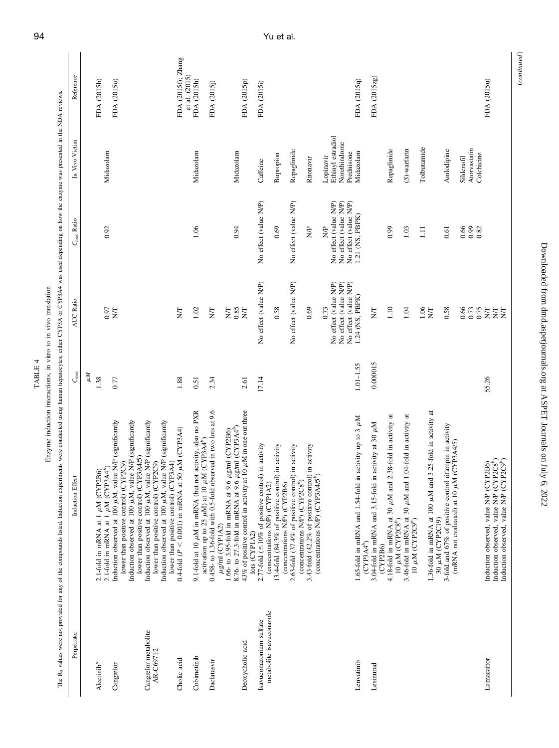TABLE 4

Enzyme induction interactions, in vitro to in vivo translation

The $R_3$ values were not provided for any of the compounds listed. Induction experiments were conducted using human hepatocytes; either CYP3A or CYP3A4 was used depending on how the enzyme was presented in the NDA reviews.

| Perpetrator | Induction Effect | $C_{max}$ | AUC Ratio | $C_{max}$ Ratio | In Vivo Victim | Reference |
|---|---|---|---|---|---|---|
| | | $\mu M$ | | | | |
| Alectinib[a] | 2.1-fold in mRNA at 1 $\mu M$ (CYP2B6)<br>2.1-fold in mRNA at 1 $\mu M$ (CYP3A4[a]) | 1.38 | 0.97 | 0.92 | Midazolam | FDA (2015b) |
| Cangrelor | Induction observed at 100 $\mu M$, value N/P (significantly lower than positive control) (CYP2C9)<br>Induction observed at 100 $\mu M$, value N/P (significantly lower than positive control) (CYP3A4/5) | 0.77 | N/T | | | FDA (2015o) |
| Cangrelor metabolite AR-C69712 | Induction observed at 100 $\mu M$, value N/P (significantly lower than positive control) (CYP2C9)<br>Induction observed at 100 $\mu M$, value N/P (significantly lower than positive control) (CYP3A4) | | | | | |
| Cholic acid | 0.4-fold ($P < 0.001$) in mRNA at 50 $\mu M$ (CYP3A4) | 1.88 | N/T | | | FDA (2015f); Zhang et al. (2015) |
| Cobimetinib | 9.1-fold at 10 $\mu M$ in mRNA (but not activity, also no PXR activation up to 25 $\mu M$) at 10 $\mu M$ (CYP3A4[b]) | 0.51 | 1.02 | 1.06 | Midazolam | FDA (2015h) |
| Daclatasvir | 0.458- to 1.36-fold with 0.5-fold observed in two lots at 9.6 $\mu g/ml$ (CYP1A2)<br>1.66- to 3.95-fold in mRNA at 9.6 $\mu g/ml$ (CYP2B6)<br>8.76- to 27.3-fold in mRNA at 9.6 $\mu g/ml$ (CYP3A4[b]) | 2.34 | N/T<br>N/T<br>0.85 | 0.94 | Midazolam | FDA (2015j) |
| Deoxycholic acid | 43% of positive control in activity at 10 $\mu M$ in one out three lots (CYP1A2) | 2.61 | N/T | | | FDA (2015p) |
| Isavuconazonium sulfate metabolite isavuconazole | 2.77-fold ($\leq$10% of positive control) in activity (concentrations N/P) (CYP1A2)<br>13.4-fold (84.3% of positive control) in activity (concentrations N/P) (CYP2B6)<br>2.63-fold (37.4% of positive control) in activity (concentrations N/P) (CYP2C8[b])<br>3.43-fold (42.2% of positive control) in activity (concentrations N/P) (CYP3A4/5[b]) | 17.14 | No effect (value N/P)<br>0.58<br>No effect (value N/P)<br>0.69<br>0.73<br>No effect (value N/P)<br>No effect (value N/P)<br>No effect (value N/P) | No effect (value N/P)<br>0.69<br>No effect (value N/P)<br>N/P<br>N/P<br>No effect (value N/P)<br>No effect (value N/P)<br>No effect (value N/P) | Caffeine<br>Bupropion<br>Repaglinide<br>Ritonavir<br>Lopinavir<br>Ethinyl estradiol<br>Norethindrone<br>Prednisone | FDA (2015i) |
| Lenvatinib | 1.65-fold in mRNA and 1.54-fold in activity up to 3 $\mu M$ (CYP3A4[b]) | 1.01–1.55 | 1.24 (NS, PBPK) | 1.21 (NS, PBPK) | Midazolam | FDA (2015q) |
| Lesinurad | 3.04-fold in mRNA and 3.15-fold in activity at 30 $\mu M$ (CYP2B6)<br>4.18-fold in mRNA at 30 $\mu M$ and 2.38-fold in activity at 10 $\mu M$ (CYP2C8[b])<br>3.46-fold in mRNA at 30 $\mu M$ and 1.04-fold in activity at 10 $\mu M$ (CYP2C9[b])<br>1.36-fold in mRNA at 100 $\mu M$ and 3.25-fold in activity at 30 $\mu M$ (CYP2C19)<br>3-fold and 67% of positive control rifampin in activity (mRNA not evaluated) at 10 $\mu M$ (CYP3A4/5) | 0.000015 | N/T<br>1.10<br>1.04<br>1.06<br>N/T<br>0.58<br>0.66<br>0.73<br>0.75 | 0.99<br>1.03<br>1.11<br>0.61<br>0.66<br>0.99<br>0.82 | Repaglinide<br>(*S*)-warfarin<br>Tolbutamide<br>Amlodipine<br>Sildenafil<br>Atorvastatin<br>Colchicine | FDA (2015zg) |
| Lumacaftor | Induction observed, value N/P (CYP2B6)<br>Induction observed, value N/P (CYP2C8[b])<br>Induction observed, value N/P (CYP2C9[b]) | 55.26 | N/T<br>N/T<br>N/T | | | FDA (2015u) |

(*continued*)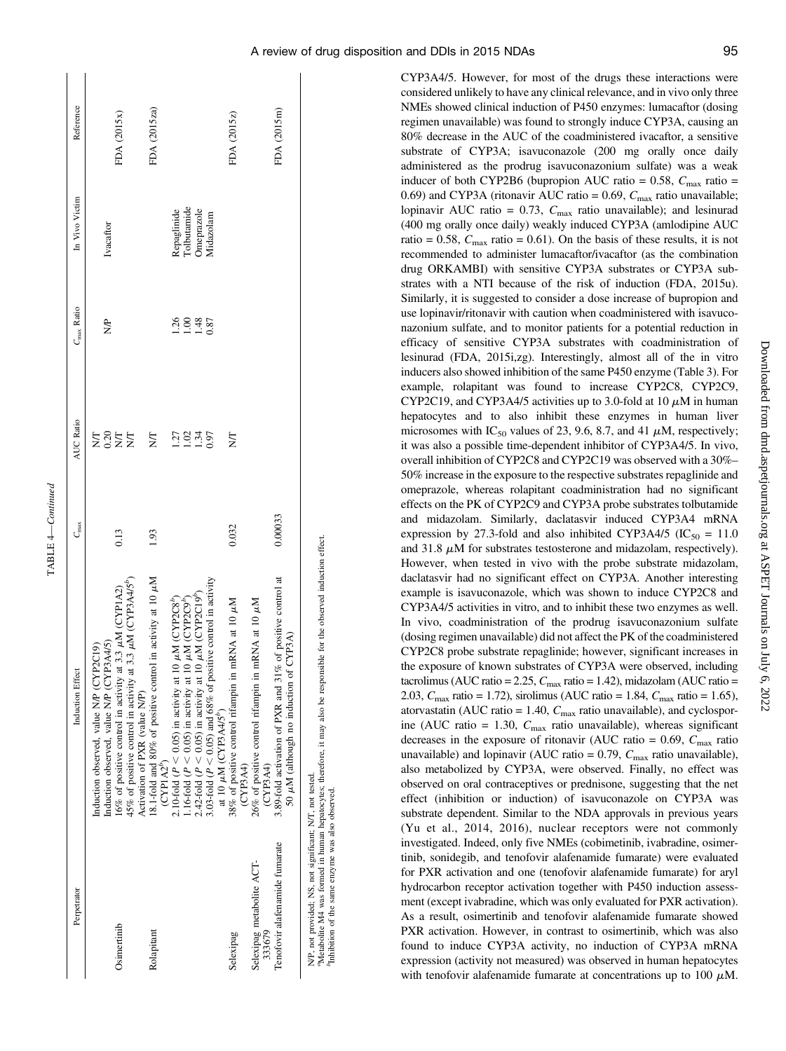TABLE 4—*Continued*

| Perpetrator | Induction Effect | $C_{max}$ | AUC Ratio | $C_{max}$ Ratio | In Vivo Victim | Reference |
|---|---|---|---|---|---|---|
| | Induction observed, value N/P (CYP2C19) | | N/T | | | |
| | Induction observed, value N/P (CYP3A4/5) | | 0.20 | N/P | Ivacaftor | |
| Osimertinib | 16% of positive control in activity at 3.3 $\mu$M (CYP1A2) | 0.13 | N/T | | | FDA (2015x) |
| | 45% of positive control in activity at 3.3 $\mu$M (CYP3A4/5[b]) | | N/T | | | |
| | Activation of PXR (value N/P) | | | | | |
| Rolapitant | 18.1-fold and 80% of positive control in activity at 10 $\mu$M (CYP1A2[b]) | 1.93 | N/T | | | FDA (2015za) |
| | 2.10-fold ($P < 0.05$) in activity at 10 $\mu$M (CYP2C8[b]) | | 1.27 | 1.26 | Repaglinide | |
| | 1.16-fold ($P < 0.05$) in activity at 10 $\mu$M (CYP2C9[b]) | | 1.02 | 1.00 | Tolbutamide | |
| | 2.42-fold ($P < 0.05$) in activity at 10 $\mu$M (CYP2C19[b]) | | 1.34 | 1.48 | Omeprazole | |
| | 3.03-fold ($P < 0.05$) and 68% of positive control in activity at 10 $\mu$M (CYP3A4/5[b]) | | 0.97 | 0.87 | Midazolam | |
| Selexipag | 38% of positive control rifampin in mRNA at 10 $\mu$M (CYP3A4) | 0.032 | N/T | | | FDA (2015z) |
| Selexipag metabolite ACT-333679 | 26% of positive control rifampin in mRNA at 10 $\mu$M (CYP3A4) | | | | | |
| Tenofovir alafenamide fumarate | 3.89-fold activation of PXR and 31% of positive control at 50 $\mu$M (although no induction of CYP3A) | 0.00033 | | | | FDA (2015m) |

N/P, not provided; NS, not significant; N/T, not tested.
[a]Metabolite M4 was formed in human hepatocytes; therefore, it may also be responsible for the observed induction effect.
[b]Inhibition of the same enzyme was also observed.

CYP3A4/5. However, for most of the drugs these interactions were considered unlikely to have any clinical relevance, and in vivo only three NMEs showed clinical induction of P450 enzymes: lumacaftor (dosing regimen unavailable) was found to strongly induce CYP3A, causing an 80% decrease in the AUC of the coadministered ivacaftor, a sensitive substrate of CYP3A; isavuconazole (200 mg orally once daily administered as the prodrug isavuconazonium sulfate) was a weak inducer of both CYP2B6 (bupropion AUC ratio = 0.58, $C_{max}$ ratio = 0.69) and CYP3A (ritonavir AUC ratio = 0.69, $C_{max}$ ratio unavailable; lopinavir AUC ratio = 0.73, $C_{max}$ ratio unavailable); and lesinurad (400 mg orally once daily) weakly induced CYP3A (amlodipine AUC ratio = 0.58, $C_{max}$ ratio = 0.61). On the basis of these results, it is not recommended to administer lumacaftor/ivacaftor (as the combination drug ORKAMBI) with sensitive CYP3A substrates or CYP3A substrates with a NTI because of the risk of induction (FDA, 2015u). Similarly, it is suggested to consider a dose increase of bupropion and use lopinavir/ritonavir with caution when coadministered with isavuconazonium sulfate, and to monitor patients for a potential reduction in efficacy of sensitive CYP3A substrates with coadministration of lesinurad (FDA, 2015i,zg). Interestingly, almost all of the in vitro inducers also showed inhibition of the same P450 enzyme (Table 3). For example, rolapitant was found to increase CYP2C8, CYP2C9, CYP2C19, and CYP3A4/5 activities up to 3.0-fold at 10 $\mu$M in human hepatocytes and to also inhibit these enzymes in human liver microsomes with $IC_{50}$ values of 23, 9.6, 8.7, and 41 $\mu$M, respectively; it was also a possible time-dependent inhibitor of CYP3A4/5. In vivo, overall inhibition of CYP2C8 and CYP2C19 was observed with a 30%–50% increase in the exposure to the respective substrates repaglinide and omeprazole, whereas rolapitant coadministration had no significant effects on the PK of CYP2C9 and CYP3A probe substrates tolbutamide and midazolam. Similarly, daclatasvir induced CYP3A4 mRNA expression by 27.3-fold and also inhibited CYP3A4/5 ($IC_{50}$ = 11.0 and 31.8 $\mu$M for substrates testosterone and midazolam, respectively). However, when tested in vivo with the probe substrate midazolam, daclatasvir had no significant effect on CYP3A. Another interesting example is isavuconazole, which was shown to induce CYP2C8 and CYP3A4/5 activities in vitro, and to inhibit these two enzymes as well. In vivo, coadministration of the prodrug isavuconazonium sulfate (dosing regimen unavailable) did not affect the PK of the coadministered CYP2C8 probe substrate repaglinide; however, significant increases in the exposure of known substrates of CYP3A were observed, including tacrolimus (AUC ratio = 2.25, $C_{max}$ ratio = 1.42), midazolam (AUC ratio = 2.03, $C_{max}$ ratio = 1.72), sirolimus (AUC ratio = 1.84, $C_{max}$ ratio = 1.65), atorvastatin (AUC ratio = 1.40, $C_{max}$ ratio unavailable), and cyclosporine (AUC ratio = 1.30, $C_{max}$ ratio unavailable), whereas significant decreases in the exposure of ritonavir (AUC ratio = 0.69, $C_{max}$ ratio unavailable) and lopinavir (AUC ratio = 0.79, $C_{max}$ ratio unavailable), also metabolized by CYP3A, were observed. Finally, no effect was observed on oral contraceptives or prednisone, suggesting that the net effect (inhibition or induction) of isavuconazole on CYP3A was substrate dependent. Similar to the NDA approvals in previous years (Yu et al., 2014, 2016), nuclear receptors were not commonly investigated. Indeed, only five NMEs (cobimetinib, ivabradine, osimertinib, sonidegib, and tenofovir alafenamide fumarate) were evaluated for PXR activation and one (tenofovir alafenamide fumarate) for aryl hydrocarbon receptor activation together with P450 induction assessment (except ivabradine, which was only evaluated for PXR activation). As a result, osimertinib and tenofovir alafenamide fumarate showed PXR activation. However, in contrast to osimertinib, which was also found to induce CYP3A activity, no induction of CYP3A mRNA expression (activity not measured) was observed in human hepatocytes with tenofovir alafenamide fumarate at concentrations up to 100 $\mu$M.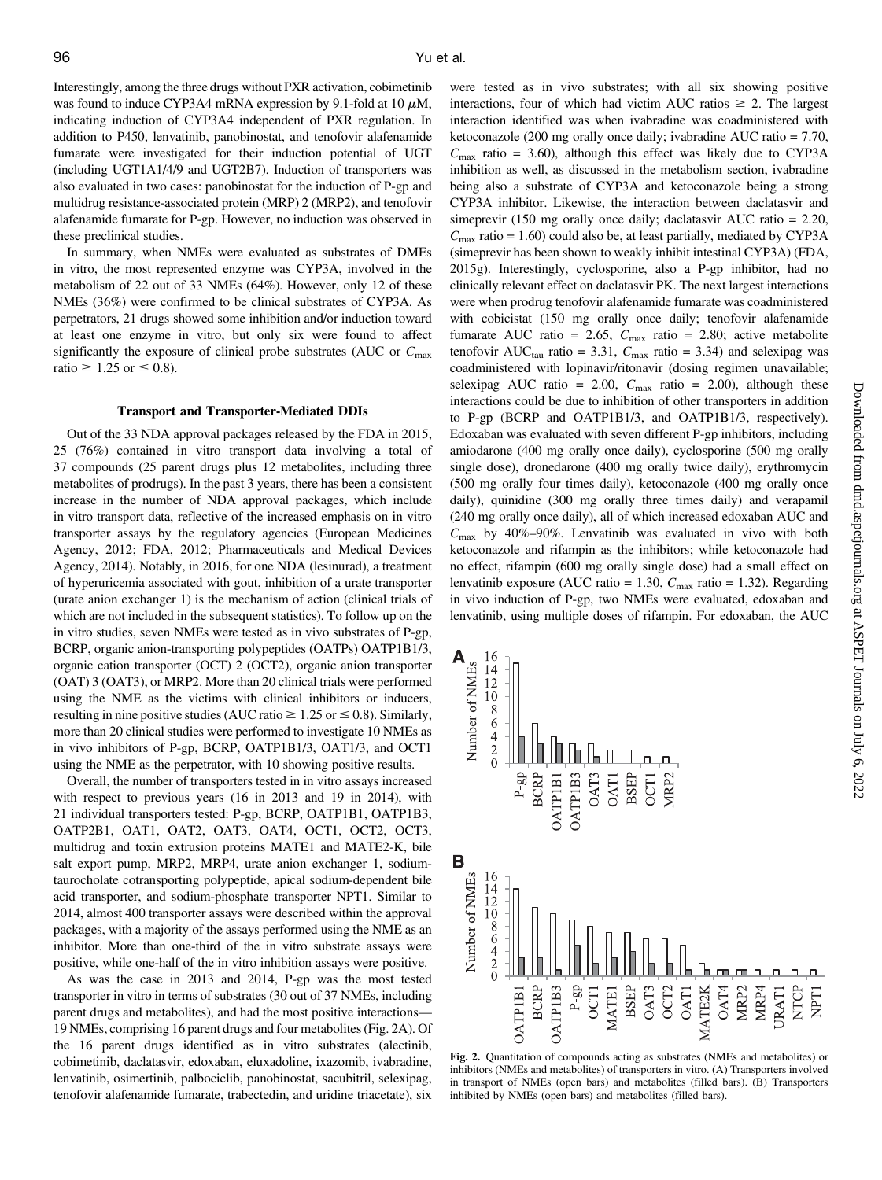Interestingly, among the three drugs without PXR activation, cobimetinib was found to induce CYP3A4 mRNA expression by 9.1-fold at 10 $\mu$M, indicating induction of CYP3A4 independent of PXR regulation. In addition to P450, lenvatinib, panobinostat, and tenofovir alafenamide fumarate were investigated for their induction potential of UGT (including UGT1A1/4/9 and UGT2B7). Induction of transporters was also evaluated in two cases: panobinostat for the induction of P-gp and multidrug resistance-associated protein (MRP) 2 (MRP2), and tenofovir alafenamide fumarate for P-gp. However, no induction was observed in these preclinical studies.

In summary, when NMEs were evaluated as substrates of DMEs in vitro, the most represented enzyme was CYP3A, involved in the metabolism of 22 out of 33 NMEs (64%). However, only 12 of these NMEs (36%) were confirmed to be clinical substrates of CYP3A. As perpetrators, 21 drugs showed some inhibition and/or induction toward at least one enzyme in vitro, but only six were found to affect significantly the exposure of clinical probe substrates (AUC or $C_{max}$ ratio $\geq$ 1.25 or $\leq$ 0.8).

## Transport and Transporter-Mediated DDIs

Out of the 33 NDA approval packages released by the FDA in 2015, 25 (76%) contained in vitro transport data involving a total of 37 compounds (25 parent drugs plus 12 metabolites, including three metabolites of prodrugs). In the past 3 years, there has been a consistent increase in the number of NDA approval packages, which include in vitro transport data, reflective of the increased emphasis on in vitro transporter assays by the regulatory agencies (European Medicines Agency, 2012; FDA, 2012; Pharmaceuticals and Medical Devices Agency, 2014). Notably, in 2016, for one NDA (lesinurad), a treatment of hyperuricemia associated with gout, inhibition of a urate transporter (urate anion exchanger 1) is the mechanism of action (clinical trials of which are not included in the subsequent statistics). To follow up on the in vitro studies, seven NMEs were tested as in vivo substrates of P-gp, BCRP, organic anion-transporting polypeptides (OATPs) OATP1B1/3, organic cation transporter (OCT) 2 (OCT2), organic anion transporter (OAT) 3 (OAT3), or MRP2. More than 20 clinical trials were performed using the NME as the victims with clinical inhibitors or inducers, resulting in nine positive studies (AUC ratio $\geq$ 1.25 or $\leq$ 0.8). Similarly, more than 20 clinical studies were performed to investigate 10 NMEs as in vivo inhibitors of P-gp, BCRP, OATP1B1/3, OAT1/3, and OCT1 using the NME as the perpetrator, with 10 showing positive results.

Overall, the number of transporters tested in in vitro assays increased with respect to previous years (16 in 2013 and 19 in 2014), with 21 individual transporters tested: P-gp, BCRP, OATP1B1, OATP1B3, OATP2B1, OAT1, OAT2, OAT3, OAT4, OCT1, OCT2, OCT3, multidrug and toxin extrusion proteins MATE1 and MATE2-K, bile salt export pump, MRP2, MRP4, urate anion exchanger 1, sodium-taurocholate cotransporting polypeptide, apical sodium-dependent bile acid transporter, and sodium-phosphate transporter NPT1. Similar to 2014, almost 400 transporter assays were described within the approval packages, with a majority of the assays performed using the NME as an inhibitor. More than one-third of the in vitro substrate assays were positive, while one-half of the in vitro inhibition assays were positive.

As was the case in 2013 and 2014, P-gp was the most tested transporter in vitro in terms of substrates (30 out of 37 NMEs, including parent drugs and metabolites), and had the most positive interactions—19 NMEs, comprising 16 parent drugs and four metabolites (Fig. 2A). Of the 16 parent drugs identified as in vitro substrates (alectinib, cobimetinib, daclatasvir, edoxaban, eluxadoline, ixazomib, ivabradine, lenvatinib, osimertinib, palbociclib, panobinostat, sacubitril, selexipag, tenofovir alafenamide fumarate, trabectedin, and uridine triacetate), six were tested as in vivo substrates; with all six showing positive interactions, four of which had victim AUC ratios $\geq$ 2. The largest interaction identified was when ivabradine was coadministered with ketoconazole (200 mg orally once daily; ivabradine AUC ratio = 7.70, $C_{max}$ ratio = 3.60), although this effect was likely due to CYP3A inhibition as well, as discussed in the metabolism section, ivabradine being also a substrate of CYP3A and ketoconazole being a strong CYP3A inhibitor. Likewise, the interaction between daclatasvir and simeprevir (150 mg orally once daily; daclatasvir AUC ratio = 2.20, $C_{max}$ ratio = 1.60) could also be, at least partially, mediated by CYP3A (simeprevir has been shown to weakly inhibit intestinal CYP3A) (FDA, 2015g). Interestingly, cyclosporine, also a P-gp inhibitor, had no clinically relevant effect on daclatasvir PK. The next largest interactions were when prodrug tenofovir alafenamide fumarate was coadministered with cobicistat (150 mg orally once daily; tenofovir alafenamide fumarate AUC ratio = 2.65, $C_{max}$ ratio = 2.80; active metabolite tenofovir $AUC_{tau}$ ratio = 3.31, $C_{max}$ ratio = 3.34) and selexipag was coadministered with lopinavir/ritonavir (dosing regimen unavailable; selexipag AUC ratio = 2.00, $C_{max}$ ratio = 2.00), although these interactions could be due to inhibition of other transporters in addition to P-gp (BCRP and OATP1B1/3, and OATP1B1/3, respectively). Edoxaban was evaluated with seven different P-gp inhibitors, including amiodarone (400 mg orally once daily), cyclosporine (500 mg orally single dose), dronedarone (400 mg orally twice daily), erythromycin (500 mg orally four times daily), ketoconazole (400 mg orally once daily), quinidine (300 mg orally three times daily) and verapamil (240 mg orally once daily), all of which increased edoxaban AUC and $C_{max}$ by 40%–90%. Lenvatinib was evaluated in vivo with both ketoconazole and rifampin as the inhibitors; while ketoconazole had no effect, rifampin (600 mg orally single dose) had a small effect on lenvatinib exposure (AUC ratio = 1.30, $C_{max}$ ratio = 1.32). Regarding in vivo induction of P-gp, two NMEs were evaluated, edoxaban and lenvatinib, using multiple doses of rifampin. For edoxaban, the AUC

Fig. 2. Quantitation of compounds acting as substrates (NMEs and metabolites) or inhibitors (NMEs and metabolites) of transporters in vitro. (A) Transporters involved in transport of NMEs (open bars) and metabolites (filled bars). (B) Transporters inhibited by NMEs (open bars) and metabolites (filled bars).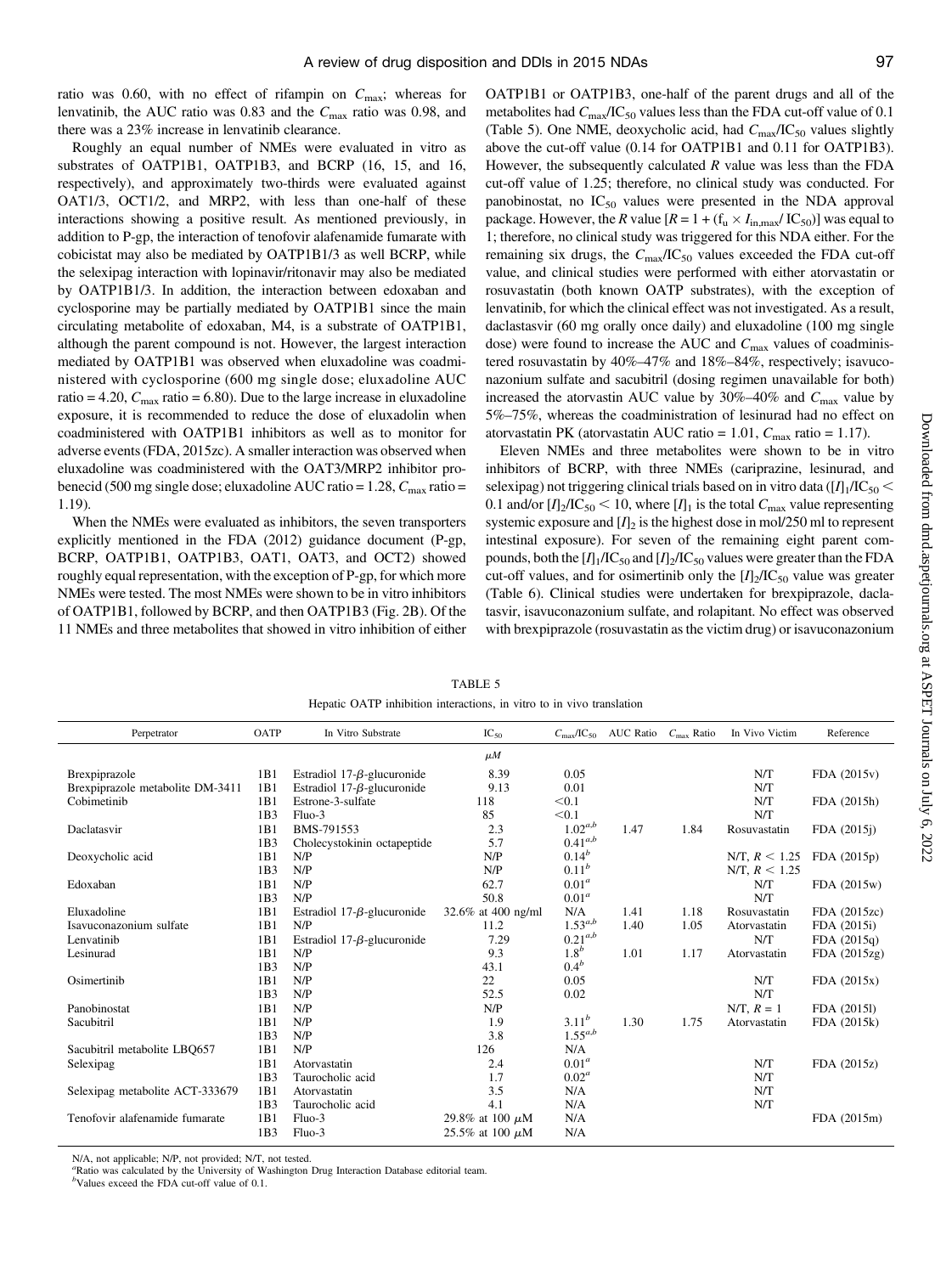ratio was 0.60, with no effect of rifampin on $C_{max}$; whereas for lenvatinib, the AUC ratio was 0.83 and the $C_{max}$ ratio was 0.98, and there was a 23% increase in lenvatinib clearance.

Roughly an equal number of NMEs were evaluated in vitro as substrates of OATP1B1, OATP1B3, and BCRP (16, 15, and 16, respectively), and approximately two-thirds were evaluated against OAT1/3, OCT1/2, and MRP2, with less than one-half of these interactions showing a positive result. As mentioned previously, in addition to P-gp, the interaction of tenofovir alafenamide fumarate with cobicistat may also be mediated by OATP1B1/3 as well BCRP, while the selexipag interaction with lopinavir/ritonavir may also be mediated by OATP1B1/3. In addition, the interaction between edoxaban and cyclosporine may be partially mediated by OATP1B1 since the main circulating metabolite of edoxaban, M4, is a substrate of OATP1B1, although the parent compound is not. However, the largest interaction mediated by OATP1B1 was observed when eluxadoline was coadministered with cyclosporine (600 mg single dose; eluxadoline AUC ratio = 4.20, $C_{max}$ ratio = 6.80). Due to the large increase in eluxadoline exposure, it is recommended to reduce the dose of eluxadolin when coadministered with OATP1B1 inhibitors as well as to monitor for adverse events (FDA, 2015zc). A smaller interaction was observed when eluxadoline was coadministered with the OAT3/MRP2 inhibitor probenecid (500 mg single dose; eluxadoline AUC ratio = 1.28, $C_{max}$ ratio = 1.19).

When the NMEs were evaluated as inhibitors, the seven transporters explicitly mentioned in the FDA (2012) guidance document (P-gp, BCRP, OATP1B1, OATP1B3, OAT1, OAT3, and OCT2) showed roughly equal representation, with the exception of P-gp, for which more NMEs were tested. The most NMEs were shown to be in vitro inhibitors of OATP1B1, followed by BCRP, and then OATP1B3 (Fig. 2B). Of the 11 NMEs and three metabolites that showed in vitro inhibition of either OATP1B1 or OATP1B3, one-half of the parent drugs and all of the metabolites had $C_{max}$/$IC_{50}$ values less than the FDA cut-off value of 0.1 (Table 5). One NME, deoxycholic acid, had $C_{max}$/$IC_{50}$ values slightly above the cut-off value (0.14 for OATP1B1 and 0.11 for OATP1B3). However, the subsequently calculated $R$ value was less than the FDA cut-off value of 1.25; therefore, no clinical study was conducted. For panobinostat, no $IC_{50}$ values were presented in the NDA approval package. However, the $R$ value [$R = 1 + (f_u \times I_{in,max}/ IC_{50})$] was equal to 1; therefore, no clinical study was triggered for this NDA either. For the remaining six drugs, the $C_{max}$/$IC_{50}$ values exceeded the FDA cut-off value, and clinical studies were performed with either atorvastatin or rosuvastatin (both known OATP substrates), with the exception of lenvatinib, for which the clinical effect was not investigated. As a result, daclastasvir (60 mg orally once daily) and eluxadoline (100 mg single dose) were found to increase the AUC and $C_{max}$ values of coadministered rosuvastatin by 40%–47% and 18%–84%, respectively; isavuconazonium sulfate and sacubitril (dosing regimen unavailable for both) increased the atorvastatin AUC value by 30%–40% and $C_{max}$ value by 5%–75%, whereas the coadministration of lesinurad had no effect on atorvastatin PK (atorvastatin AUC ratio = 1.01, $C_{max}$ ratio = 1.17).

Eleven NMEs and three metabolites were shown to be in vitro inhibitors of BCRP, with three NMEs (cariprazine, lesinurad, and selexipag) not triggering clinical trials based on in vitro data ($[I]_1/IC_{50} <$ 0.1 and/or $[I]_2/IC_{50} < 10$, where $[I]_1$ is the total $C_{max}$ value representing systemic exposure and $[I]_2$ is the highest dose in mol/250 ml to represent intestinal exposure). For seven of the remaining eight parent compounds, both the $[I]_1/IC_{50}$ and $[I]_2/IC_{50}$ values were greater than the FDA cut-off values, and for osimertinib only the $[I]_2/IC_{50}$ value was greater (Table 6). Clinical studies were undertaken for brexpiprazole, daclatasvir, isavuconazonium sulfate, and rolapitant. No effect was observed with brexpiprazole (rosuvastatin as the victim drug) or isavuconazonium

TABLE 5

Hepatic OATP inhibition interactions, in vitro to in vivo translation

| Perpetrator | OATP | In Vitro Substrate | $IC_{50}$ | $C_{max}/IC_{50}$ | AUC Ratio | $C_{max}$ Ratio | In Vivo Victim | Reference |
|---|---|---|---|---|---|---|---|---|
| | | | μM | | | | | |
| Brexpiprazole | 1B1 | Estradiol 17-β-glucuronide | 8.39 | 0.05 | | | N/T | FDA (2015v) |
| Brexpiprazole metabolite DM-3411 | 1B1 | Estradiol 17-β-glucuronide | 9.13 | 0.01 | | | N/T | |
| Cobimetinib | 1B1 | Estrone-3-sulfate | 118 | <0.1 | | | N/T | FDA (2015h) |
| | 1B3 | Fluo-3 | 85 | <0.1 | | | N/T | |
| Daclatasvir | 1B1 | BMS-791553 | 2.3 | 1.02[a,b] | 1.47 | 1.84 | Rosuvastatin | FDA (2015j) |
| | 1B3 | Cholecystokinin octapeptide | 5.7 | 0.41[a,b] | | | | |
| Deoxycholic acid | 1B1 | N/P | N/P | 0.14[b] | | | N/T, $R < 1.25$ | FDA (2015p) |
| | 1B3 | N/P | N/P | 0.11[b] | | | N/T, $R < 1.25$ | |
| Edoxaban | 1B1 | N/P | 62.7 | 0.01[a] | | | N/T | FDA (2015w) |
| | 1B3 | N/P | 50.8 | 0.01[a] | | | N/T | |
| Eluxadoline | 1B1 | Estradiol 17-β-glucuronide | 32.6% at 400 ng/ml | N/A | 1.41 | 1.18 | Rosuvastatin | FDA (2015zc) |
| Isavuconazonium sulfate | 1B1 | N/P | 11.2 | 1.53[a,b] | 1.40 | 1.05 | Atorvastatin | FDA (2015i) |
| Lenvatinib | 1B1 | Estradiol 17-β-glucuronide | 7.29 | 0.21[a,b] | | | N/T | FDA (2015q) |
| Lesinurad | 1B1 | N/P | 9.3 | 1.8[b] | 1.01 | 1.17 | Atorvastatin | FDA (2015zg) |
| | 1B3 | N/P | 43.1 | 0.4[b] | | | | |
| Osimertinib | 1B1 | N/P | 22 | 0.05 | | | N/T | FDA (2015x) |
| | 1B3 | N/P | 52.5 | 0.02 | | | N/T | |
| Panobinostat | 1B1 | N/P | N/P | | | | N/T, $R = 1$ | FDA (2015l) |
| Sacubitril | 1B1 | N/P | 1.9 | 3.11[b] | 1.30 | 1.75 | Atorvastatin | FDA (2015k) |
| | 1B3 | N/P | 3.8 | 1.55[a,b] | | | | |
| Sacubitril metabolite LBQ657 | 1B1 | N/P | 126 | N/A | | | | |
| Selexipag | 1B1 | Atorvastatin | 2.4 | 0.01[a] | | | N/T | FDA (2015z) |
| | 1B3 | Taurocholic acid | 1.7 | 0.02[a] | | | N/T | |
| Selexipag metabolite ACT-333679 | 1B1 | Atorvastatin | 3.5 | N/A | | | N/T | |
| | 1B3 | Taurocholic acid | 4.1 | N/A | | | N/T | |
| Tenofovir alafenamide fumarate | 1B1 | Fluo-3 | 29.8% at 100 μM | N/A | | | | FDA (2015m) |
| | 1B3 | Fluo-3 | 25.5% at 100 μM | N/A | | | | |

N/A, not applicable; N/P, not provided; N/T, not tested.

[a]Ratio was calculated by the University of Washington Drug Interaction Database editorial team.

[b]Values exceed the FDA cut-off value of 0.1.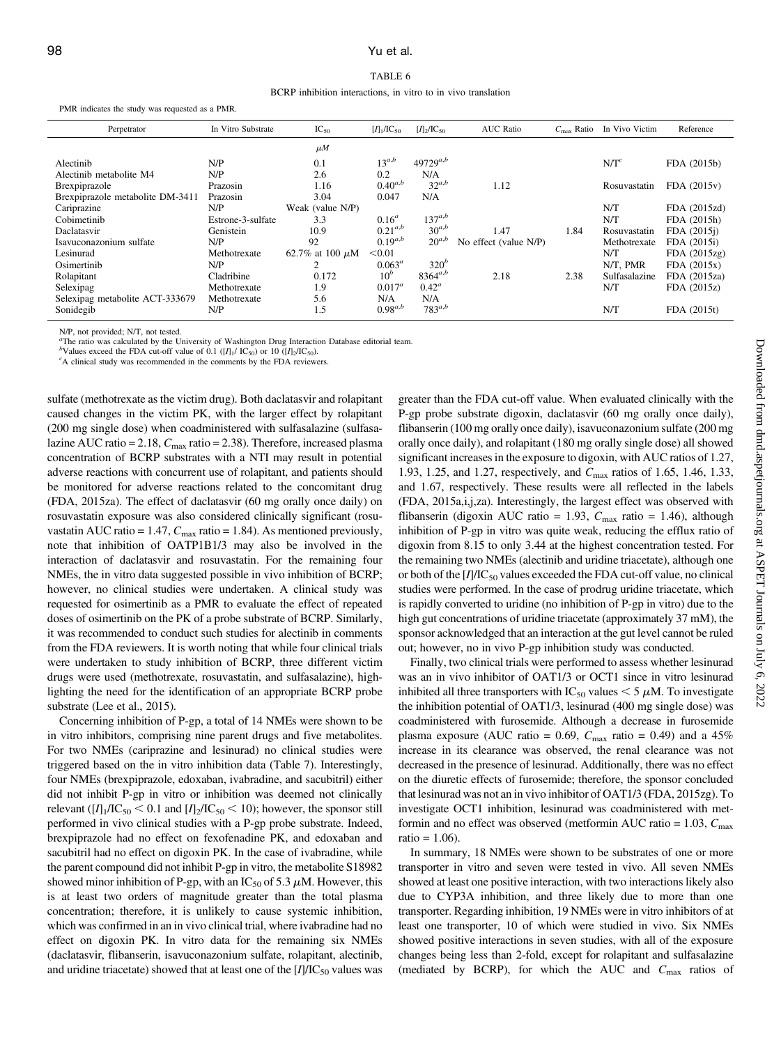TABLE 6

BCRP inhibition interactions, in vitro to in vivo translation

PMR indicates the study was requested as a PMR.

| Perpetrator | In Vitro Substrate | $IC_{50}$ | $[I]_1/IC_{50}$ | $[I]_2/IC_{50}$ | AUC Ratio | $C_{max}$ Ratio | In Vivo Victim | Reference |
|---|---|---|---|---|---|---|---|---|
| | | $\mu M$ | | | | | | |
| Alectinib | N/P | 0.1 | 13[a,b] | 49729[a,b] | | | N/T[c] | FDA (2015b) |
| Alectinib metabolite M4 | N/P | 2.6 | 0.2 | N/A | | | | |
| Brexpiprazole | Prazosin | 1.16 | 0.40[a,b] | 32[a,b] | 1.12 | | Rosuvastatin | FDA (2015v) |
| Brexpiprazole metabolite DM-3411 | Prazosin | 3.04 | 0.047 | N/A | | | | |
| Cariprazine | N/P | Weak (value N/P) | | | | | N/T | FDA (2015zd) |
| Cobimetinib | Estrone-3-sulfate | 3.3 | 0.16[a] | 137[a,b] | | | N/T | FDA (2015h) |
| Daclatasvir | Genistein | 10.9 | 0.21[a,b] | 30[a,b] | 1.47 | 1.84 | Rosuvastatin | FDA (2015j) |
| Isavuconazonium sulfate | N/P | 92 | 0.19[a,b] | 20[a,b] | No effect (value N/P) | | Methotrexate | FDA (2015i) |
| Lesinurad | Methotrexate | 62.7% at 100 $\mu M$ | <0.01 | | | | N/T | FDA (2015zg) |
| Osimertinib | N/P | 2 | 0.063[a] | 320[b] | | | N/T, PMR | FDA (2015x) |
| Rolapitant | Cladribine | 0.172 | 10[b] | 8364[a,b] | 2.18 | 2.38 | Sulfasalazine | FDA (2015za) |
| Selexipag | Methotrexate | 1.9 | 0.017[a] | 0.42[a] | | | N/T | FDA (2015z) |
| Selexipag metabolite ACT-333679 | Methotrexate | 5.6 | N/A | N/A | | | | |
| Sonidegib | N/P | 1.5 | 0.98[a,b] | 783[a,b] | | | N/T | FDA (2015t) |

N/P, not provided; N/T, not tested.

[a]The ratio was calculated by the University of Washington Drug Interaction Database editorial team.

[b]Values exceed the FDA cut-off value of 0.1 ($[I]_1/IC_{50}$) or 10 ($[I]_2/IC_{50}$).

[c]A clinical study was recommended in the comments by the FDA reviewers.

sulfate (methotrexate as the victim drug). Both daclatasvir and rolapitant caused changes in the victim PK, with the larger effect by rolapitant (200 mg single dose) when coadministered with sulfasalazine (sulfasalazine AUC ratio = 2.18, $C_{max}$ ratio = 2.38). Therefore, increased plasma concentration of BCRP substrates with a NTI may result in potential adverse reactions with concurrent use of rolapitant, and patients should be monitored for adverse reactions related to the concomitant drug (FDA, 2015za). The effect of daclatasvir (60 mg orally once daily) on rosuvastatin exposure was also considered clinically significant (rosuvastatin AUC ratio = 1.47, $C_{max}$ ratio = 1.84). As mentioned previously, note that inhibition of OATP1B1/3 may also be involved in the interaction of daclatasvir and rosuvastatin. For the remaining four NMEs, the in vitro data suggested possible in vivo inhibition of BCRP; however, no clinical studies were undertaken. A clinical study was requested for osimertinib as a PMR to evaluate the effect of repeated doses of osimertinib on the PK of a probe substrate of BCRP. Similarly, it was recommended to conduct such studies for alectinib in comments from the FDA reviewers. It is worth noting that while four clinical trials were undertaken to study inhibition of BCRP, three different victim drugs were used (methotrexate, rosuvastatin, and sulfasalazine), highlighting the need for the identification of an appropriate BCRP probe substrate (Lee et al., 2015).

Concerning inhibition of P-gp, a total of 14 NMEs were shown to be in vitro inhibitors, comprising nine parent drugs and five metabolites. For two NMEs (cariprazine and lesinurad) no clinical studies were triggered based on the in vitro inhibition data (Table 7). Interestingly, four NMEs (brexpiprazole, edoxaban, ivabradine, and sacubitril) either did not inhibit P-gp in vitro or inhibition was deemed not clinically relevant ($[I]_1/IC_{50} < 0.1$ and $[I]_2/IC_{50} < 10$); however, the sponsor still performed in vivo clinical studies with a P-gp probe substrate. Indeed, brexpiprazole had no effect on fexofenadine PK, and edoxaban and sacubitril had no effect on digoxin PK. In the case of ivabradine, while the parent compound did not inhibit P-gp in vitro, the metabolite S18982 showed minor inhibition of P-gp, with an $IC_{50}$ of 5.3 $\mu M$. However, this is at least two orders of magnitude greater than the total plasma concentration; therefore, it is unlikely to cause systemic inhibition, which was confirmed in an in vivo clinical trial, where ivabradine had no effect on digoxin PK. In vitro data for the remaining six NMEs (daclatasvir, flibanserin, isavuconazonium sulfate, rolapitant, alectinib, and uridine triacetate) showed that at least one of the $[I]/IC_{50}$ values was greater than the FDA cut-off value. When evaluated clinically with the P-gp probe substrate digoxin, daclatasvir (60 mg orally once daily), flibanserin (100 mg orally once daily), isavuconazonium sulfate (200 mg orally once daily), and rolapitant (180 mg orally single dose) all showed significant increases in the exposure to digoxin, with AUC ratios of 1.27, 1.93, 1.25, and 1.27, respectively, and $C_{max}$ ratios of 1.65, 1.46, 1.33, and 1.67, respectively. These results were all reflected in the labels (FDA, 2015a,i,j,za). Interestingly, the largest effect was observed with flibanserin (digoxin AUC ratio = 1.93, $C_{max}$ ratio = 1.46), although inhibition of P-gp in vitro was quite weak, reducing the efflux ratio of digoxin from 8.15 to only 3.44 at the highest concentration tested. For the remaining two NMEs (alectinib and uridine triacetate), although one or both of the $[I]/IC_{50}$ values exceeded the FDA cut-off value, no clinical studies were performed. In the case of prodrug uridine triacetate, which is rapidly converted to uridine (no inhibition of P-gp in vitro) due to the high gut concentrations of uridine triacetate (approximately 37 mM), the sponsor acknowledged that an interaction at the gut level cannot be ruled out; however, no in vivo P-gp inhibition study was conducted.

Finally, two clinical trials were performed to assess whether lesinurad was an in vivo inhibitor of OAT1/3 or OCT1 since in vitro lesinurad inhibited all three transporters with $IC_{50}$ values < 5 $\mu M$. To investigate the inhibition potential of OAT1/3, lesinurad (400 mg single dose) was coadministered with furosemide. Although a decrease in furosemide plasma exposure (AUC ratio = 0.69, $C_{max}$ ratio = 0.49) and a 45% increase in its clearance was observed, the renal clearance was not decreased in the presence of lesinurad. Additionally, there was no effect on the diuretic effects of furosemide; therefore, the sponsor concluded that lesinurad was not an in vivo inhibitor of OAT1/3 (FDA, 2015zg). To investigate OCT1 inhibition, lesinurad was coadministered with metformin and no effect was observed (metformin AUC ratio = 1.03, $C_{max}$ ratio = 1.06).

In summary, 18 NMEs were shown to be substrates of one or more transporter in vitro and seven were tested in vivo. All seven NMEs showed at least one positive interaction, with two interactions likely also due to CYP3A inhibition, and three likely due to more than one transporter. Regarding inhibition, 19 NMEs were in vitro inhibitors of at least one transporter, 10 of which were studied in vivo. Six NMEs showed positive interactions in seven studies, with all of the exposure changes being less than 2-fold, except for rolapitant and sulfasalazine (mediated by BCRP), for which the AUC and $C_{max}$ ratios of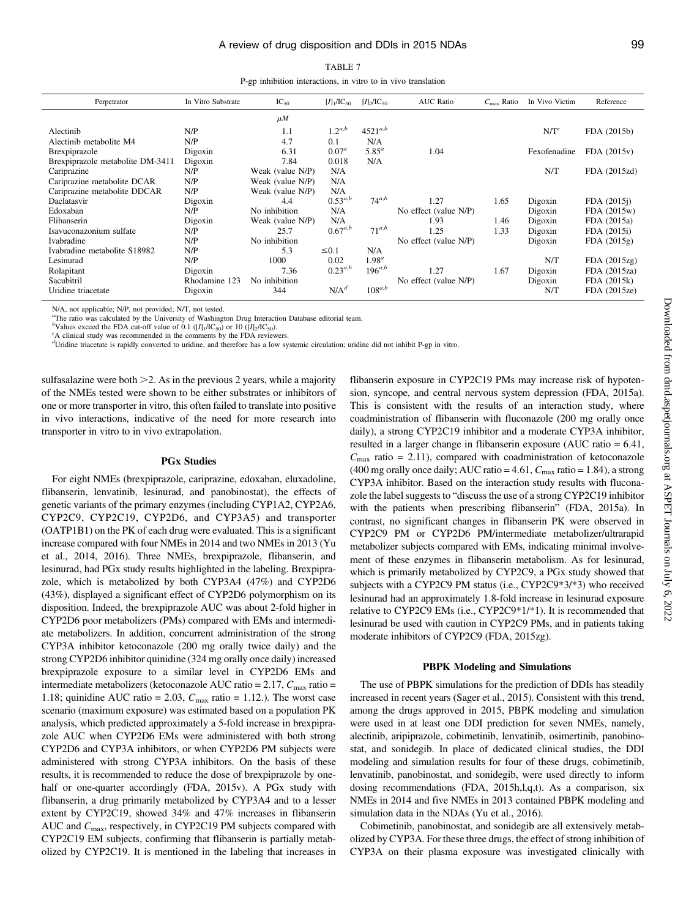TABLE 7

P-gp inhibition interactions, in vitro to in vivo translation

| Perpetrator | In Vitro Substrate | $IC_{50}$ | $[I]_1/IC_{50}$ | $[I]_2/IC_{50}$ | AUC Ratio | $C_{max}$ Ratio | In Vivo Victim | Reference |
|---|---|---|---|---|---|---|---|---|
| | | $\mu M$ | | | | | | |
| Alectinib | N/P | 1.1 | 1.2[a,b] | 4521[a,b] | | | N/T[c] | FDA (2015b) |
| Alectinib metabolite M4 | N/P | 4.7 | 0.1 | N/A | | | | |
| Brexpiprazole | Digoxin | 6.31 | 0.07[a] | 5.85[a] | 1.04 | | Fexofenadine | FDA (2015v) |
| Brexpiprazole metabolite DM-3411 | Digoxin | 7.84 | 0.018 | N/A | | | | |
| Cariprazine | N/P | Weak (value N/P) | N/A | | | | N/T | FDA (2015zd) |
| Cariprazine metabolite DCAR | N/P | Weak (value N/P) | N/A | | | | | |
| Cariprazine metabolite DDCAR | N/P | Weak (value N/P) | N/A | | | | | |
| Daclatasvir | Digoxin | 4.4 | 0.53[a,b] | 74[a,b] | 1.27 | 1.65 | Digoxin | FDA (2015j) |
| Edoxaban | N/P | No inhibition | N/A | | No effect (value N/P) | | Digoxin | FDA (2015w) |
| Flibanserin | Digoxin | Weak (value N/P) | N/A | | 1.93 | 1.46 | Digoxin | FDA (2015a) |
| Isavuconazonium sulfate | N/P | 25.7 | 0.67[a,b] | 71[a,b] | 1.25 | 1.33 | Digoxin | FDA (2015i) |
| Ivabradine | N/P | No inhibition | | | No effect (value N/P) | | Digoxin | FDA (2015g) |
| Ivabradine metabolite S18982 | N/P | 5.3 | ≤0.1 | N/A | | | | |
| Lesinurad | N/P | 1000 | 0.02 | 1.98[a] | | | N/T | FDA (2015zg) |
| Rolapitant | Digoxin | 7.36 | 0.23[a,b] | 196[a,b] | 1.27 | 1.67 | Digoxin | FDA (2015za) |
| Sacubitril | Rhodamine 123 | No inhibition | | | No effect (value N/P) | | Digoxin | FDA (2015k) |
| Uridine triacetate | Digoxin | 344 | N/A[d] | 108[a,b] | | | N/T | FDA (2015ze) |

N/A, not applicable; N/P, not provided; N/T, not tested.
[a]The ratio was calculated by the University of Washington Drug Interaction Database editorial team.
[b]Values exceed the FDA cut-off value of 0.1 ($[I]_1/IC_{50}$) or 10 ($[I]_2/IC_{50}$).
[c]A clinical study was recommended in the comments by the FDA reviewers.
[d]Uridine triacetate is rapidly converted to uridine, and therefore has a low systemic circulation; uridine did not inhibit P-gp in vitro.

sulfasalazine were both >2. As in the previous 2 years, while a majority of the NMEs tested were shown to be either substrates or inhibitors of one or more transporter in vitro, this often failed to translate into positive in vivo interactions, indicative of the need for more research into transporter in vitro to in vivo extrapolation.

## PGx Studies

For eight NMEs (brexpiprazole, cariprazine, edoxaban, eluxadoline, flibanserin, lenvatinib, lesinurad, and panobinostat), the effects of genetic variants of the primary enzymes (including CYP1A2, CYP2A6, CYP2C9, CYP2C19, CYP2D6, and CYP3A5) and transporter (OATP1B1) on the PK of each drug were evaluated. This is a significant increase compared with four NMEs in 2014 and two NMEs in 2013 (Yu et al., 2014, 2016). Three NMEs, brexpiprazole, flibanserin, and lesinurad, had PGx study results highlighted in the labeling. Brexpiprazole, which is metabolized by both CYP3A4 (47%) and CYP2D6 (43%), displayed a significant effect of CYP2D6 polymorphism on its disposition. Indeed, the brexpiprazole AUC was about 2-fold higher in CYP2D6 poor metabolizers (PMs) compared with EMs and intermediate metabolizers. In addition, concurrent administration of the strong CYP3A inhibitor ketoconazole (200 mg orally twice daily) and the strong CYP2D6 inhibitor quinidine (324 mg orally once daily) increased brexpiprazole exposure to a similar level in CYP2D6 EMs and intermediate metabolizers (ketoconazole AUC ratio = 2.17, $C_{max}$ ratio = 1.18; quinidine AUC ratio = 2.03, $C_{max}$ ratio = 1.12.). The worst case scenario (maximum exposure) was estimated based on a population PK analysis, which predicted approximately a 5-fold increase in brexpiprazole AUC when CYP2D6 EMs were administered with both strong CYP2D6 and CYP3A inhibitors, or when CYP2D6 PM subjects were administered with strong CYP3A inhibitors. On the basis of these results, it is recommended to reduce the dose of brexpiprazole by one-half or one-quarter accordingly (FDA, 2015v). A PGx study with flibanserin, a drug primarily metabolized by CYP3A4 and to a lesser extent by CYP2C19, showed 34% and 47% increases in flibanserin AUC and $C_{max}$, respectively, in CYP2C19 PM subjects compared with CYP2C19 EM subjects, confirming that flibanserin is partially metabolized by CYP2C19. It is mentioned in the labeling that increases in flibanserin exposure in CYP2C19 PMs may increase risk of hypotension, syncope, and central nervous system depression (FDA, 2015a). This is consistent with the results of an interaction study, where coadministration of flibanserin with fluconazole (200 mg orally once daily), a strong CYP2C19 inhibitor and a moderate CYP3A inhibitor, resulted in a larger change in flibanserin exposure (AUC ratio = 6.41, $C_{max}$ ratio = 2.11), compared with coadministration of ketoconazole (400 mg orally once daily; AUC ratio = 4.61, $C_{max}$ ratio = 1.84), a strong CYP3A inhibitor. Based on the interaction study results with fluconazole the label suggests to "discuss the use of a strong CYP2C19 inhibitor with the patients when prescribing flibanserin" (FDA, 2015a). In contrast, no significant changes in flibanserin PK were observed in CYP2C9 PM or CYP2D6 PM/intermediate metabolizer/ultrarapid metabolizer subjects compared with EMs, indicating minimal involvement of these enzymes in flibanserin metabolism. As for lesinurad, which is primarily metabolized by CYP2C9, a PGx study showed that subjects with a CYP2C9 PM status (i.e., CYP2C9*3/*3) who received lesinurad had an approximately 1.8-fold increase in lesinurad exposure relative to CYP2C9 EMs (i.e., CYP2C9*1/*1). It is recommended that lesinurad be used with caution in CYP2C9 PMs, and in patients taking moderate inhibitors of CYP2C9 (FDA, 2015zg).

## PBPK Modeling and Simulations

The use of PBPK simulations for the prediction of DDIs has steadily increased in recent years (Sager et al., 2015). Consistent with this trend, among the drugs approved in 2015, PBPK modeling and simulation were used in at least one DDI prediction for seven NMEs, namely, alectinib, aripiprazole, cobimetinib, lenvatinib, osimertinib, panobinostat, and sonidegib. In place of dedicated clinical studies, the DDI modeling and simulation results for four of these drugs, cobimetinib, lenvatinib, panobinostat, and sonidegib, were used directly to inform dosing recommendations (FDA, 2015h,l,q,t). As a comparison, six NMEs in 2014 and five NMEs in 2013 contained PBPK modeling and simulation data in the NDAs (Yu et al., 2016).

Cobimetinib, panobinostat, and sonidegib are all extensively metabolized by CYP3A. For these three drugs, the effect of strong inhibition of CYP3A on their plasma exposure was investigated clinically with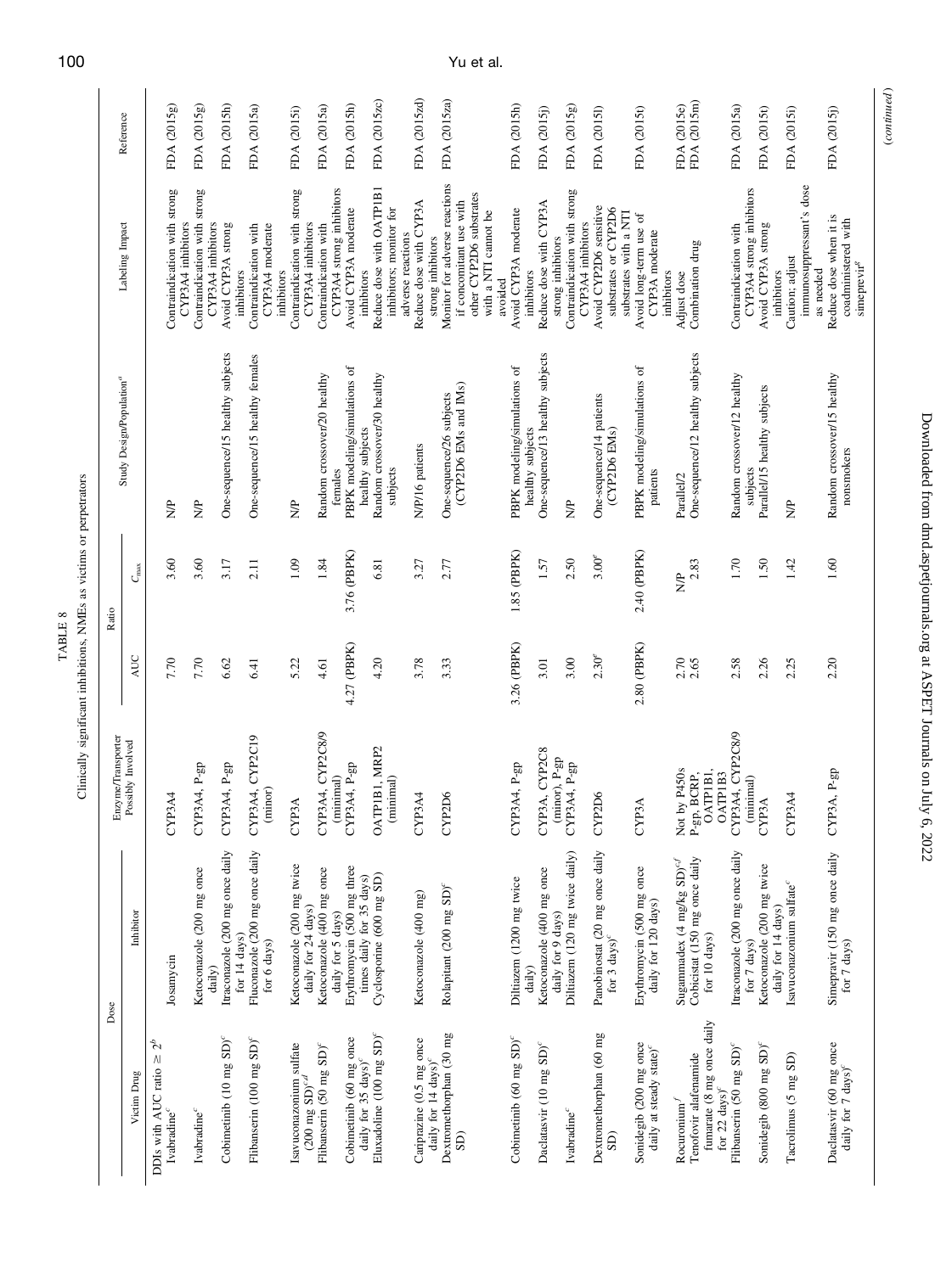TABLE 8

Clinically significant inhibitions, NMEs as victims or perpetrators

| Victim Drug | Inhibitor | Enzyme/Transporter Possibly Involved | AUC | $C_{max}$ | Study Design/Population[a] | Labeling Impact | Reference |
|---|---|---|---|---|---|---|---|
| Dose | | | Ratio | | | | |
| DDIs with AUC ratio ≥ 2[b] | | | | | | | |
| Ivabradine[c] | Josamycin | CYP3A4 | 7.70 | 3.60 | N/P | Contraindication with strong CYP3A4 inhibitors | FDA (2015g) |
| Ivabradine[c] | Ketoconazole (200 mg once daily) | CYP3A4, P-gp | 7.70 | 3.60 | N/P | Contraindication with strong CYP3A4 inhibitors | FDA (2015g) |
| Cobimetinib (10 mg SD)[c] | Itraconazole (200 mg once daily for 14 days) | CYP3A4, P-gp | 6.62 | 3.17 | One-sequence/15 healthy subjects | Avoid CYP3A strong inhibitors | FDA (2015h) |
| Flibanserin (100 mg SD)[c] | Fluconazole (200 mg once daily for 6 days) | CYP3A4, CYP2C19 (minor) | 6.41 | 2.11 | One-sequence/15 healthy females | Contraindication with CYP3A4 moderate inhibitors | FDA (2015a) |
| Isavuconazonium sulfate (200 mg SD)[c,d] | Ketoconazole (200 mg twice daily for 24 days) | CYP3A | 5.22 | 1.09 | N/P | Contraindication with strong CYP3A4 inhibitors | FDA (2015i) |
| Flibanserin (50 mg SD)[c] | Ketoconazole (400 mg once daily for 5 days) | CYP3A4, CYP2C8/9 (minimal) | 4.61 | 1.84 | Random crossover/20 healthy females | Contraindication with CYP3A4 strong inhibitors | FDA (2015a) |
| Cobimetinib (60 mg once daily for 35 days)[c] | Erythromycin (500 mg three times daily for 35 days) | CYP3A4, P-gp | 4.27 (PBPK) | 3.76 (PBPK) | PBPK modeling/simulations of healthy subjects | Avoid CYP3A moderate inhibitors | FDA (2015h) |
| Eluxadoline (100 mg SD)[c] | Cyclosporine (600 mg SD) | OATP1B1, MRP2 (minimal) | 4.20 | 6.81 | Random crossover/30 healthy subjects | Reduce dose with OATP1B1 inhibitors; monitor for adverse reactions | FDA (2015zc) |
| Cariprazine (0.5 mg once daily for 14 days)[c] | Ketoconazole (400 mg) | CYP3A4 | 3.78 | 3.27 | N/P/16 patients | Reduce dose with CYP3A strong inhibitors | FDA (2015zd) |
| Dextromethorphan (30 mg SD) | Rolapitant (200 mg SD)[c] | CYP2D6 | 3.33 | 2.77 | One-sequence/26 subjects (CYP2D6 EMs and IMs) | Monitor for adverse reactions if concomitant use with other CYP2D6 substrates with a NTI cannot be avoided | FDA (2015za) |
| Cobimetinib (60 mg SD)[c] | Diltiazem (1200 mg twice daily) | CYP3A4, P-gp | 3.26 (PBPK) | 1.85 (PBPK) | PBPK modeling/simulations of healthy subjects | Avoid CYP3A moderate inhibitors | FDA (2015h) |
| Daclatasvir (10 mg SD)[c] | Ketoconazole (400 mg once daily for 9 days) | CYP3A, CYP2C8 (minor), P-gp | 3.01 | 1.57 | One-sequence/13 healthy subjects | Reduce dose with CYP3A strong inhibitors | FDA (2015j) |
| Ivabradine[c] | Diltiazem (120 mg twice daily) | CYP3A4, P-gp | 3.00 | 2.50 | N/P | Contraindication with strong CYP3A4 inhibitors | FDA (2015g) |
| Dextromethorphan (60 mg SD) | Panobinostat (20 mg once daily for 3 days)[c] | CYP2D6 | 2.30[e] | 3.00[e] | One-sequence/14 patients (CYP2D6 EMs) | Avoid CYP2D6 sensitive substrates or CYP2D6 substrates with a NTI | FDA (2015l) |
| Sonidegib (200 mg once daily at steady state)[c] | Erythromycin (500 mg once daily for 120 days) | CYP3A | 2.80 (PBPK) | 2.40 (PBPK) | PBPK modeling/simulations of patients | Avoid long-term use of CYP3A moderate inhibitors | FDA (2015o) |
| Rocuronium[f] | Sugammadex (4 mg/kg SD)[c,f] | Not by P450s | 2.70 | N/P | Parallel/2 | Adjust dose | FDA (2015e) |
| Tenofovir alafenamide fumarate (8 mg once daily for 22 days)[c] | Cobicistat (150 mg once daily for 10 days) | P-gp, BCRP, OATP1B1, OATP1B3 | 2.65 | 2.83 | One-sequence/12 healthy subjects | Combination drug | FDA (2015m) |
| Flibanserin (50 mg SD)[c] | Itraconazole (200 mg once daily for 7 days) | CYP3A4, CYP2C8/9 (minimal) | 2.58 | 1.70 | Random crossover/12 healthy subjects | Contraindication with CYP3A4 strong inhibitors | FDA (2015a) |
| Sonidegib (800 mg SD)[c] | Ketoconazole (200 mg twice daily for 14 days) | CYP3A | 2.26 | 1.50 | Parallel/15 healthy subjects | Avoid CYP3A strong inhibitors | FDA (2015o) |
| Tacrolimus (5 mg SD) | Isavuconazonium sulfate[c] | CYP3A4 | 2.25 | 1.42 | N/P | Caution; adjust immunosuppressant's dose as needed | FDA (2015i) |
| Daclatasvir (60 mg once daily for 7 days)[c] | Simeprevir (150 mg once daily for 7 days) | CYP3A, P-gp | 2.20 | 1.60 | Random crossover/15 healthy nonsmokers | Reduce dose when it is coadministered with simeprevir[g] | FDA (2015j) |

(continued)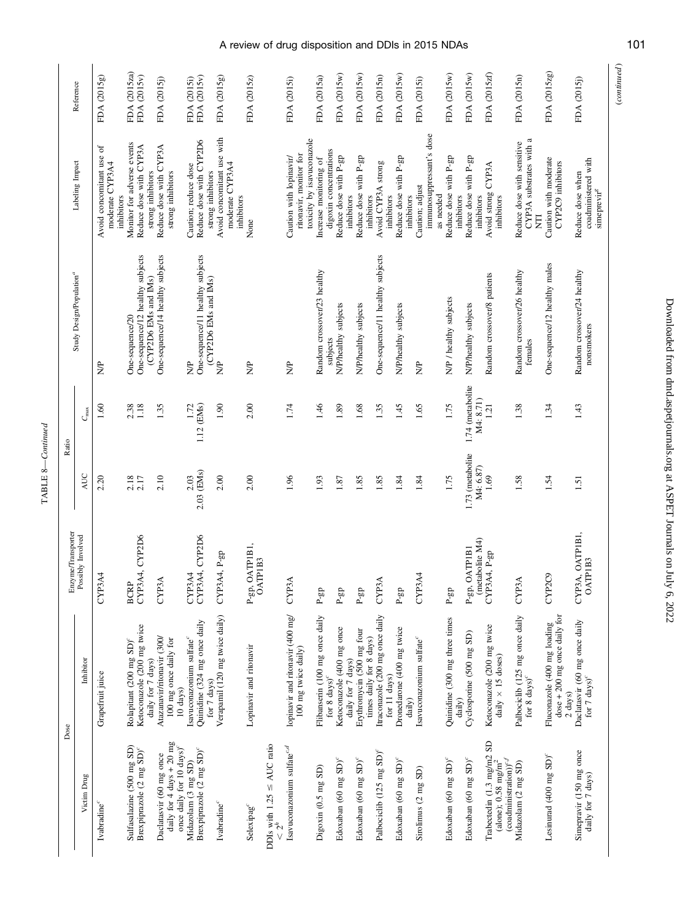TABLE 8—*Continued*

| Victim Drug | Dose Inhibitor | Enzyme/Transporter Possibly Involved | Ratio AUC | Ratio $C_{max}$ | Study Design/Population[a] | Labeling Impact | Reference |
|---|---|---|---|---|---|---|---|
| Ivabradine[c] | Grapefruit juice | CYP3A4 | 2.20 | 1.60 | N/P | Avoid concomitant use of moderate CYP3A4 inhibitors | FDA (2015g) |
| Sulfasalazine (500 mg SD) | Rolapitant (200 mg SD)[c] | BCRP | 2.18 | 2.38 | One-sequence/20 | Monitor for adverse events | FDA (2015za) |
| Brexpiprazole (2 mg SD)[c] | Ketoconazole (200 mg twice daily for 7 days) | CYP3A4, CYP2D6 | 2.17 | 1.18 | One-sequence/12 healthy subjects (CYP2D6 EMs and IMs) | Reduce dose with CYP3A strong inhibitors | FDA (2015v) |
| Daclatasvir (60 mg once daily for 4 days + 20 mg once daily for 10 days)[c] | Atazanavir/ritonavir (300/100 mg once daily for 10 days) | CYP3A | 2.10 | 1.35 | One-sequence/14 healthy subjects | Reduce dose with CYP3A strong inhibitors | FDA (2015j) |
| Midazolam (3 mg SD) | Isavuconazonium sulfate[c] | CYP3A4 | 2.03 | 1.72 | N/P | Caution; reduce dose | FDA (2015i) |
| Brexpiprazole (2 mg SD)[c] | Quinidine (324 mg once daily for 7 days) | CYP3A4, CYP2D6 | 2.03 (EMs) | 1.12 (EMs) | One-sequence/11 healthy subjects (CYP2D6 EMs and IMs) | Reduce dose with CYP2D6 strong inhibitors | FDA (2015v) |
| Ivabradine[c] | Verapamil (120 mg twice daily) | CYP3A4, P-gp | 2.00 | 1.90 | N/P | Avoid concomitant use with moderate CYP3A4 inhibitors | FDA (2015g) |
| Selexipag[c] | Lopinavir and ritonavir | P-gp, OATP1B1, OATP1B3 | 2.00 | 2.00 | N/P | None | FDA (2015z) |
| DDIs with 1.25 ≤ AUC ratio < 2[h] | | | | | | | |
| Isavuconazonium sulfate[c,d] | lopinavir and ritonavir (400 mg/100 mg twice daily) | CYP3A | 1.96 | 1.74 | N/P | Caution with lopinavir/ritonavir, monitor for toxicity by isavuconazole | FDA (2015i) |
| Digoxin (0.5 mg SD) | Flibanserin (100 mg once daily for 8 days)[c] | P-gp | 1.93 | 1.46 | Random crossover/23 healthy subjects | Increase monitoring of digoxin concentrations | FDA (2015a) |
| Edoxaban (60 mg SD)[c] | Ketoconazole (400 mg once daily for 7 days) | P-gp | 1.87 | 1.89 | N/P/healthy subjects | Reduce dose with P-gp inhibitors | FDA (2015w) |
| Edoxaban (60 mg SD)[c] | Erythromycin (500 mg four times daily for 8 days) | P-gp | 1.85 | 1.68 | N/P/healthy subjects | Reduce dose with P-gp inhibitors | FDA (2015w) |
| Palbociclib (125 mg SD)[c] | Itraconazole (200 mg once daily for 11 days) | CYP3A | 1.85 | 1.35 | One-sequence/11 healthy subjects | Avoid CYP3A strong inhibitors | FDA (2015n) |
| Edoxaban (60 mg SD)[c] | Dronedarone (400 mg twice daily) | P-gp | 1.84 | 1.45 | N/P/healthy subjects | Reduce dose with P-gp inhibitors | FDA (2015w) |
| Sirolimus (2 mg SD) | Isavuconazonium sulfate[c] | CYP3A4 | 1.84 | 1.65 | N/P | Caution; adjust immunosuppressant's dose as needed | FDA (2015i) |
| Edoxaban (60 mg SD)[c] | Quinidine (300 mg three times daily) | P-gp | 1.75 | 1.75 | N/P / healthy subjects | Reduce dose with P-gp inhibitors | FDA (2015w) |
| Edoxaban (60 mg SD)[c] | Cyclosporine (500 mg SD) | P-gp, OATP1B1 (metabolite M4) | 1.73 (metabolite M4: 6.87) | 1.74 (metabolite M4: 8.71) | N/P/healthy subjects | Reduce dose with P-gp inhibitors | FDA (2015w) |
| Trabectedin (1.3 mg/m2 SD (alone); 0.58 mg/m$^2$ (coadministration))[c,f] | Ketoconazole (200 mg twice daily × 15 doses) | CYP3A4, P-gp | 1.69 | 1.21 | Random crossover/8 patients | Avoid strong CYP3A inhibitors | FDA (2015zf) |
| Midazolam (2 mg SD) | Palbociclib (125 mg once daily for 8 days)[c] | CYP3A | 1.58 | 1.38 | Random crossover/26 healthy females | Reduce dose with sensitive CYP3A substrates with a NTI | FDA (2015n) |
| Lesinurad (400 mg SD)[c] | Fluconazole (400 mg loading dose + 200 mg once daily for 2 days) | CYP2C9 | 1.54 | 1.34 | One-sequence/12 healthy males | Caution with moderate CYP2C9 inhibitors | FDA (2015zg) |
| Simeprevir (150 mg once daily for 7 days) | Daclatasvir (60 mg once daily for 7 days)[c] | CYP3A, OATP1B1, OATP1B3 | 1.51 | 1.43 | Random crossover/24 healthy nonsmokers | Reduce dose when coadministered with simeprevir[g] | FDA (2015j) |

(*continued*)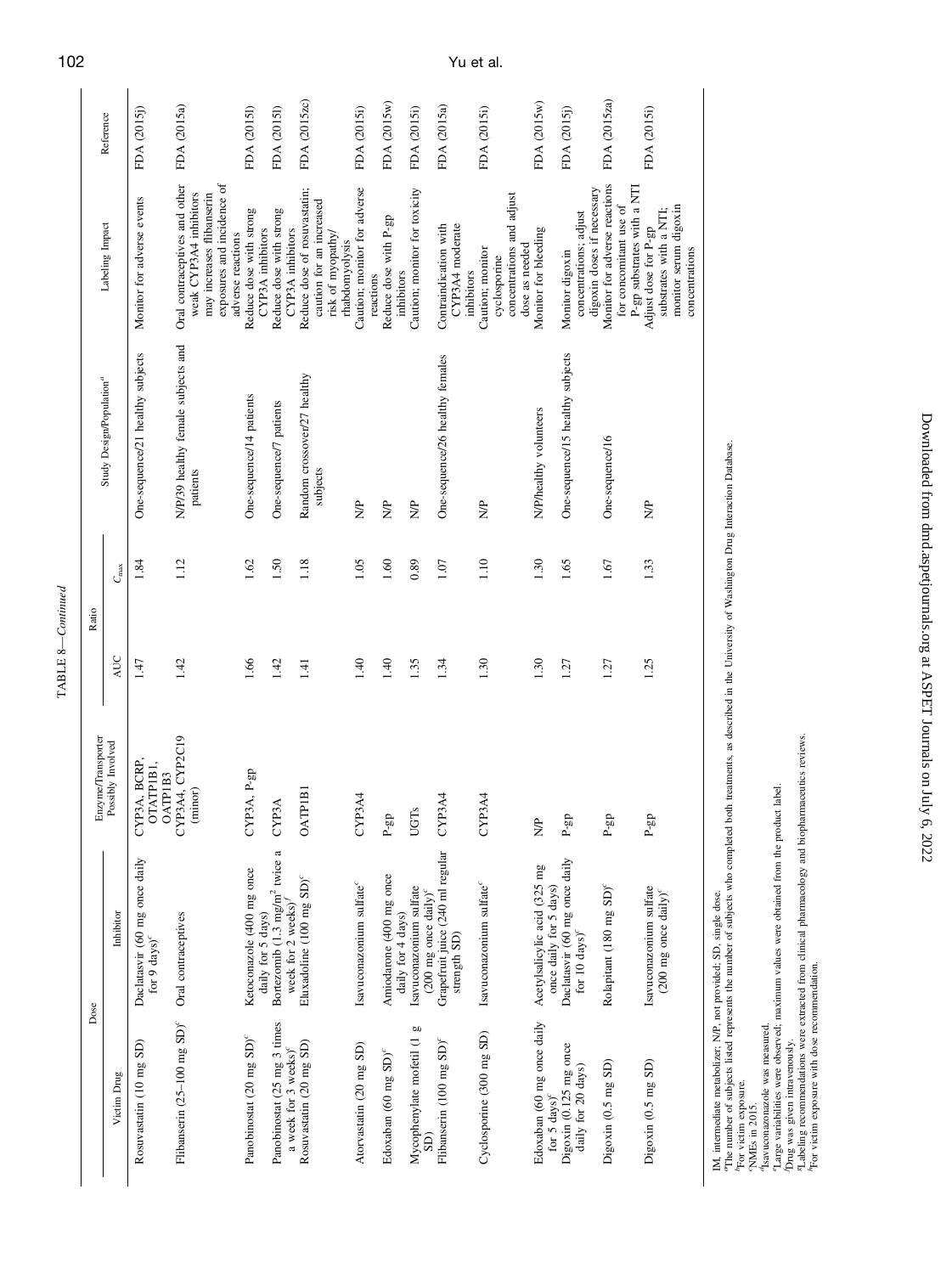TABLE 8—*Continued*

| Dose | | Enzyme/Transporter Possibly Involved | Ratio | | Study Design/Population[a] | Labeling Impact | Reference |
|---|---|---|---|---|---|---|---|
| Victim Drug | Inhibitor | | AUC | $C_{max}$ | | | |
| Rosuvastatin (10 mg SD) | Daclatasvir (60 mg once daily for 9 days)[c] | CYP3A, BCRP, OTATP1B1, OATP1B3 | 1.47 | 1.84 | One-sequence/21 healthy subjects | Monitor for adverse events | FDA (2015j) |
| Flibanserin (25–100 mg SD)[c] | Oral contraceptives | CYP3A4, CYP2C19 (minor) | 1.42 | 1.12 | N/P/39 healthy female subjects and patients | Oral contraceptives and other weak CYP3A4 inhibitors may increases flibanserin exposures and incidence of adverse reactions | FDA (2015a) |
| Panobinostat (20 mg SD)[c] | Ketoconazole (400 mg once daily for 5 days) | CYP3A, P-gp | 1.66 | 1.62 | One-sequence/14 patients | Reduce dose with strong CYP3A inhibitors | FDA (2015l) |
| Panobinostat (25 mg 3 times a week for 3 weeks)[c] | Bortezomib (1.3 mg/m$^2$ twice a week for 2 weeks)[f] | CYP3A | 1.42 | 1.50 | One-sequence/7 patients | Reduce dose with strong CYP3A inhibitors | FDA (2015l) |
| Rosuvastatin (20 mg SD) | Eluxadoline (100 mg SD)[c] | OATP1B1 | 1.41 | 1.18 | Random crossover/27 healthy subjects | Reduce dose of rosuvastatin; caution for an increased risk of myopathy/ rhabdomyolysis | FDA (2015zc) |
| Atorvastatin (20 mg SD) | Isavuconazonium sulfate[c] | CYP3A4 | 1.40 | 1.05 | N/P | Caution; monitor for adverse reactions | FDA (2015i) |
| Edoxaban (60 mg SD)[c] | Amiodarone (400 mg once daily for 4 days) | P-gp | 1.40 | 1.60 | N/P | Reduce dose with P-gp inhibitors | FDA (2015w) |
| Mycophenylate mofetil (1 g SD) | Isavuconazonium sulfate (200 mg once daily)[c] | UGTs | 1.35 | 0.89 | N/P | Caution; monitor for toxicity | FDA (2015i) |
| Flibanserin (100 mg SD)[c] | Grapefruit juice (240 ml regular strength SD) | CYP3A4 | 1.34 | 1.07 | One-sequence/26 healthy females | Contraindication with CYP3A4 moderate inhibitors | FDA (2015a) |
| Cyclosporine (300 mg SD) | Isavuconazonium sulfate[c] | CYP3A4 | 1.30 | 1.10 | N/P | Caution; monitor cyclosporine concentrations and adjust dose as needed | FDA (2015i) |
| Edoxaban (60 mg once daily for 5 days)[c] | Acetylsalicylic acid (325 mg once daily for 5 days) | N/P | 1.30 | 1.30 | N/P/healthy volunteers | Monitor for bleeding | FDA (2015w) |
| Digoxin (0.125 mg once daily for 20 days) | Daclatasvir (60 mg once daily for 10 days)[c] | P-gp | 1.27 | 1.65 | One-sequence/15 healthy subjects | Monitor digoxin concentrations; adjust digoxin doses if necessary | FDA (2015j) |
| Digoxin (0.5 mg SD) | Rolapitant (180 mg SD)[c] | P-gp | 1.27 | 1.67 | One-sequence/16 | Monitor for adverse reactions for concomitant use of P-gp substrates with a NTI | FDA (2015za) |
| Digoxin (0.5 mg SD) | Isavuconazonium sulfate (200 mg once daily)[c] | P-gp | 1.25 | 1.33 | N/P | Adjust dose for P-gp substrates with a NTI; monitor serum digoxin concentrations | FDA (2015i) |

IM, intermediate metabolizer; N/P, not provided; SD, single dose.
[a]The number of subjects listed represents the number of subjects who completed both treatments, as described in the University of Washington Drug Interaction Database.
[b]For victim exposure.
[c]NMEs in 2015.
[d]Isavuconazonazole was measured.
[e]Large variabilities were observed; maximum values were obtained from the product label.
[f]Drug was given intravenously.
[g]Labeling recommendations were extracted from clinical pharmacology and biopharmaceutics reviews.
[h]For victim exposure with dose recommendation.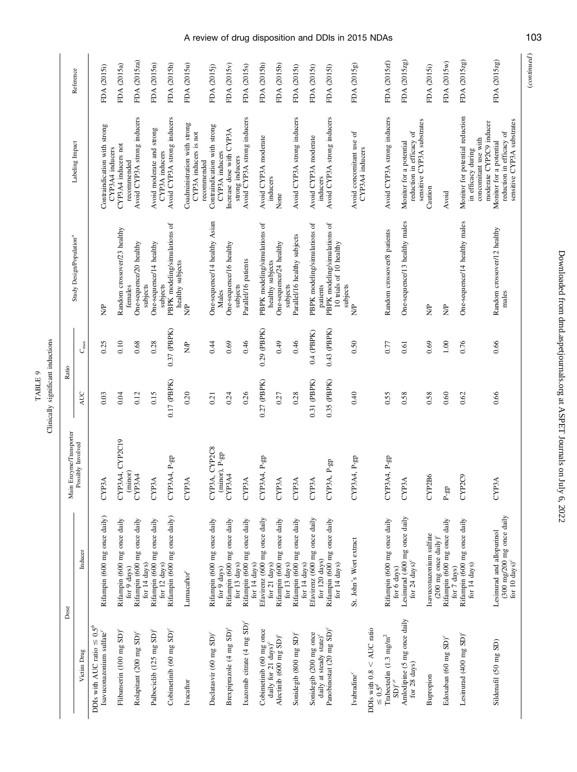TABLE 9

Clinically significant inductions

| Victim Drug | Dose: Inducer | Main Enzyme/Transporter Possibly Involved | Ratio: AUC | Ratio: $C_{max}$ | Study Design/Population[a] | Labeling Impact | Reference |
|---|---|---|---|---|---|---|---|
| DDIs with AUC ratio ≤ 0.5[b] | | | | | | | |
| Isavuconazonium sulfate[c] | Rifampin (600 mg once daily) | CYP3A | 0.03 | 0.25 | N/P | Contraindication with strong CYP3A4 inducers | FDA (2015i) |
| Flibanserin (100 mg SD)[c] | Rifampin (600 mg once daily for 9 days) | CYP3A4, CYP2C19 (minor) | 0.04 | 0.10 | Random crossover/23 healthy females | CYP3A4 inducers not recommended | FDA (2015a) |
| Rolapitant (200 mg SD)[c] | Rifampin (600 mg once daily for 14 days) | CYP3A4 | 0.12 | 0.68 | One-sequence/20 healthy subjects | Avoid CYP3A strong inducers | FDA (2015za) |
| Palbociclib (125 mg SD)[c] | Rifampin (600 mg once daily for 12 days) | CYP3A | 0.15 | 0.28 | One-sequence/14 healthy subjects | Avoid moderate and strong CYP3A inducers | FDA (2015n) |
| Cobimetinib (60 mg SD)[c] | Rifampin (600 mg once daily) | CYP3A4, P-gp | 0.17 (PBPK) | 0.37 (PBPK) | PBPK modeling/simulations of healthy subjects | Avoid CYP3A strong inducers | FDA (2015h) |
| Ivacaftor | Lumacaftor[c] | CYP3A | 0.20 | N/P | N/P | Coadministration with strong CYP3A inducers is not recommended | FDA (2015u) |
| Daclatasvir (60 mg SD)[c] | Rifampin (600 mg once daily for 9 days) | CYP3A, CYP2C8 (minor), P-gp | 0.21 | 0.44 | One-sequence/14 healthy Asian Males | Contraindication with strong CYP3A inducers | FDA (2015j) |
| Brexpiprazole (4 mg SD)[c] | Rifampin (600 mg once daily for 13 days) | CYP3A4 | 0.24 | 0.69 | One-sequence/16 healthy subjects | Increase dose with CYP3A strong inducers | FDA (2015v) |
| Ixazomib citrate (4 mg SD)[c] | Rifampin (600 mg once daily for 14 days) | CYP3A | 0.26 | 0.46 | Parallel/16 patients | Avoid CYP3A strong inducers | FDA (2015s) |
| Cobimetinib (60 mg once daily for 21 days)[c] | Efavirenz (600 mg once daily for 21 days) | CYP3A4, P-gp | 0.27 (PBPK) | 0.29 (PBPK) | PBPK modeling/simulations of healthy subjects | Avoid CYP3A moderate inducers | FDA (2015h) |
| Alectinib (600 mg SD)[c] | Rifampin (600 mg once daily for 13 days) | CYP3A | 0.27 | 0.49 | One-sequence/24 healthy subjects | None | FDA (2015b) |
| Sonidegib (800 mg SD)[c] | Rifampin (600 mg once daily for 14 days) | CYP3A | 0.28 | 0.46 | Parallel/16 healthy subjects | Avoid CYP3A strong inducers | FDA (2015t) |
| Sonidegib (200 mg once daily at steady state)[c] | Efavirenz (600 mg once daily for 120 days) | CYP3A | 0.31 (PBPK) | 0.4 (PBPK) | PBPK modeling/simulations of patients | Avoid CYP3A moderate inducers | FDA (2015t) |
| Panobinostat (20 mg SD)[c] | Rifampin (600 mg once daily for 14 days) | CYP3A, P-gp | 0.35 (PBPK) | 0.43 (PBPK) | PBPK modeling/simulations of 10 trials of 10 healthy subjects | Avoid CYP3A strong inducers | FDA (2015l) |
| Ivabradine[c] | St. John's Wort extract | CYP3A4, P-gp | 0.40 | 0.50 | N/P | Avoid concomitant use of CYP3A4 inducers | FDA (2015g) |
| DDIs with 0.8 < AUC ratio ≤ 0.5[d] | | | | | | | |
| Trabectedin (1.3 mg/m[2] SD)[c,e] | Rifampin (600 mg once daily for 6 days) | CYP3A4, P-gp | 0.55 | 0.77 | Random crossover/8 patients | Avoid CYP3A strong inducers | FDA (2015zf) |
| Amlodipine (5 mg once daily for 28 days) | Lesinurad (400 mg once daily for 24 days)[c] | CYP3A | 0.58 | 0.61 | One-sequence/13 healthy males | Monitor for a potential reduction in efficacy of sensitive CYP3A substrates | FDA (2015zg) |
| Bupropion | Isavuconazonium sulfate (200 mg once daily)[c] | CYP2B6 | 0.58 | 0.69 | N/P | Caution | FDA (2015i) |
| Edoxaban (60 mg SD)[c] | Rifampin (600 mg once daily for 7 days) | P-gp | 0.60 | 1.00 | N/P | Avoid | FDA (2015w) |
| Lesinurad (400 mg SD)[c] | Rifampin (600 mg once daily for 14 days) | CYP2C9 | 0.62 | 0.76 | One-sequence/14 healthy males | Monitor for potential reduction in efficacy during concomitant use with moderate CYP2C9 inducer | FDA (2015zg) |
| Sildenafil (50 mg SD) | Lesinurad and allopurinol (300 mg/200 mg once daily for 10 days)[c] | CYP3A | 0.66 | 0.66 | Random crossover/12 healthy males | Monitor for a potential reduction in efficacy of sensitive CYP3A substrates | FDA (2015zg) |

(continued)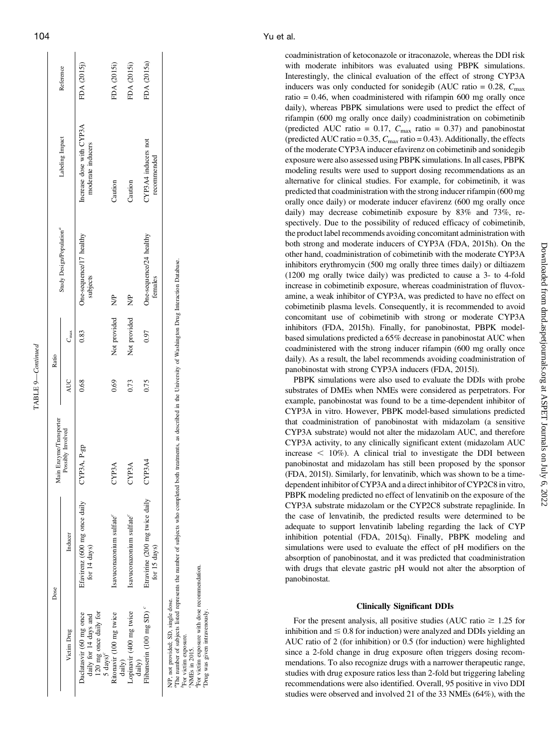TABLE 9—*Continued*

| Victim Drug | Dose | | Main Enzyme/Transporter Possibly Involved | Ratio | | Study Design/Population[a] | Labeling Impact | Reference |
|---|---|---|---|---|---|---|---|---|
| | | Inducer | | AUC | $C_{max}$ | | | |
| Daclatasvir (60 mg once daily for 14 days and 120 mg once daily for 5 days)[c] | | Efavirenz (600 mg once daily for 14 days) | CYP3A, P-gp | 0.68 | 0.83 | One-sequence/17 healthy subjects | Increase dose with CYP3A moderate inducers | FDA (2015j) |
| Ritonavir (100 mg twice daily) | | Isavuconazonium sulfate[c] | CYP3A | 0.69 | Not provided | N/P | Caution | FDA (2015i) |
| Lopinavir (400 mg twice daily) | | Isavuconazonium sulfate[c] | CYP3A | 0.73 | Not provided | N/P | Caution | FDA (2015i) |
| Flibanserin (100 mg SD)[c] | | Etravirine (200 mg twice daily for 15 days) | CYP3A4 | 0.75 | 0.97 | One-sequence/24 healthy females | CYP3A4 inducers not recommended | FDA (2015a) |

N/P, not provided; SD, single dose.
[a]The number of subjects listed represents the number of subjects who completed both treatments, as described in the University of Washington Drug Interaction Database.
[b]For victim exposure.
[c]NMEs in 2015.
[d]For victim exposure with dose recommendation.
[e]Drug was given intravenously.

coadministration of ketoconazole or itraconazole, whereas the DDI risk with moderate inhibitors was evaluated using PBPK simulations. Interestingly, the clinical evaluation of the effect of strong CYP3A inducers was only conducted for sonidegib (AUC ratio = 0.28, $C_{max}$ ratio = 0.46, when coadministered with rifampin 600 mg orally once daily), whereas PBPK simulations were used to predict the effect of rifampin (600 mg orally once daily) coadministration on cobimetinib (predicted AUC ratio = 0.17, $C_{max}$ ratio = 0.37) and panobinostat (predicted AUC ratio = 0.35, $C_{max}$ ratio = 0.43). Additionally, the effects of the moderate CYP3A inducer efavirenz on cobimetinib and sonidegib exposure were also assessed using PBPK simulations. In all cases, PBPK modeling results were used to support dosing recommendations as an alternative for clinical studies. For example, for cobimetinib, it was predicted that coadministration with the strong inducer rifampin (600 mg orally once daily) or moderate inducer efavirenz (600 mg orally once daily) may decrease cobimetinib exposure by 83% and 73%, respectively. Due to the possibility of reduced efficacy of cobimetinib, the product label recommends avoiding concomitant administration with both strong and moderate inducers of CYP3A (FDA, 2015h). On the other hand, coadministration of cobimetinib with the moderate CYP3A inhibitors erythromycin (500 mg orally three times daily) or diltiazem (1200 mg orally twice daily) was predicted to cause a 3- to 4-fold increase in cobimetinib exposure, whereas coadministration of fluvoxamine, a weak inhibitor of CYP3A, was predicted to have no effect on cobimetinib plasma levels. Consequently, it is recommended to avoid concomitant use of cobimetinib with strong or moderate CYP3A inhibitors (FDA, 2015h). Finally, for panobinostat, PBPK model-based simulations predicted a 65% decrease in panobinostat AUC when coadministered with the strong inducer rifampin (600 mg orally once daily). As a result, the label recommends avoiding coadministration of panobinostat with strong CYP3A inducers (FDA, 2015l).

PBPK simulations were also used to evaluate the DDIs with probe substrates of DMEs when NMEs were considered as perpetrators. For example, panobinostat was found to be a time-dependent inhibitor of CYP3A in vitro. However, PBPK model-based simulations predicted that coadministration of panobinostat with midazolam (a sensitive CYP3A substrate) would not alter the midazolam AUC, and therefore CYP3A activity, to any clinically significant extent (midazolam AUC increase < 10%). A clinical trial to investigate the DDI between panobinostat and midazolam has still been proposed by the sponsor (FDA, 2015l). Similarly, for lenvatinib, which was shown to be a time-dependent inhibitor of CYP3A and a direct inhibitor of CYP2C8 in vitro, PBPK modeling predicted no effect of lenvatinib on the exposure of the CYP3A substrate midazolam or the CYP2C8 substrate repaglinide. In the case of lenvatinib, the predicted results were determined to be adequate to support lenvatinib labeling regarding the lack of CYP inhibition potential (FDA, 2015q). Finally, PBPK modeling and simulations were used to evaluate the effect of pH modifiers on the absorption of panobinostat, and it was predicted that coadministration with drugs that elevate gastric pH would not alter the absorption of panobinostat.

## Clinically Significant DDIs

For the present analysis, all positive studies (AUC ratio ≥ 1.25 for inhibition and ≤ 0.8 for induction) were analyzed and DDIs yielding an AUC ratio of 2 (for inhibition) or 0.5 (for induction) were highlighted since a 2-fold change in drug exposure often triggers dosing recommendations. To also recognize drugs with a narrower therapeutic range, studies with drug exposure ratios less than 2-fold but triggering labeling recommendations were also identified. Overall, 95 positive in vivo DDI studies were observed and involved 21 of the 33 NMEs (64%), with the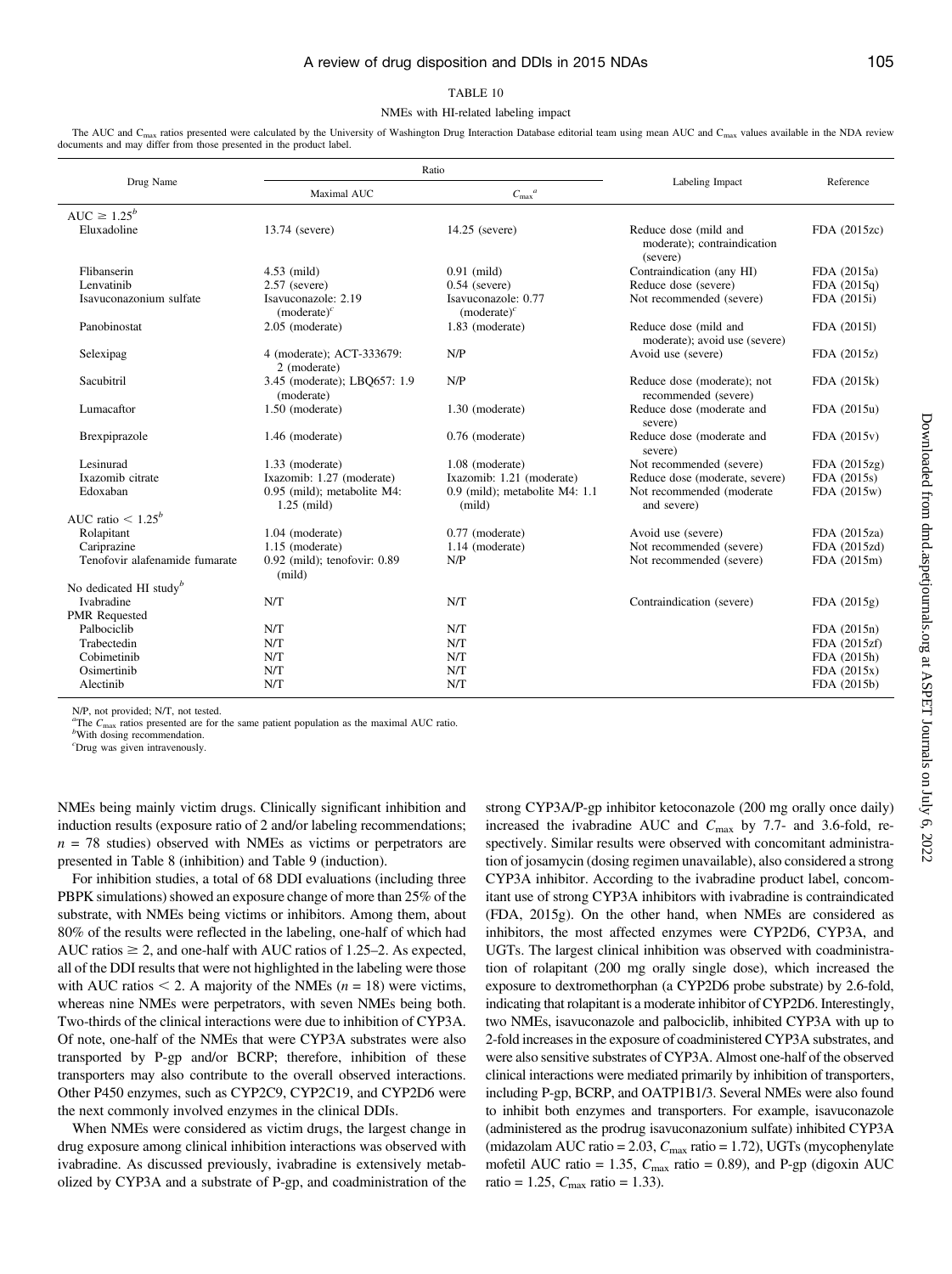TABLE 10

NMEs with HI-related labeling impact

The AUC and $C_{max}$ ratios presented were calculated by the University of Washington Drug Interaction Database editorial team using mean AUC and $C_{max}$ values available in the NDA review documents and may differ from those presented in the product label.

| Drug Name | Ratio | | Labeling Impact | Reference |
|---|---|---|---|---|
| | Maximal AUC | $C_{max}$[a] | | |
| AUC ≥ 1.25[b] | | | | |
| Eluxadoline | 13.74 (severe) | 14.25 (severe) | Reduce dose (mild and moderate); contraindication (severe) | FDA (2015zc) |
| Flibanserin | 4.53 (mild) | 0.91 (mild) | Contraindication (any HI) | FDA (2015a) |
| Lenvatinib | 2.57 (severe) | 0.54 (severe) | Reduce dose (severe) | FDA (2015q) |
| Isavuconazonium sulfate | Isavuconazole: 2.19 (moderate)[c] | Isavuconazole: 0.77 (moderate)[c] | Not recommended (severe) | FDA (2015i) |
| Panobinostat | 2.05 (moderate) | 1.83 (moderate) | Reduce dose (mild and moderate); avoid use (severe) | FDA (2015l) |
| Selexipag | 4 (moderate); ACT-333679: 2 (moderate) | N/P | Avoid use (severe) | FDA (2015z) |
| Sacubitril | 3.45 (moderate); LBQ657: 1.9 (moderate) | N/P | Reduce dose (moderate); not recommended (severe) | FDA (2015k) |
| Lumacaftor | 1.50 (moderate) | 1.30 (moderate) | Reduce dose (moderate and severe) | FDA (2015u) |
| Brexpiprazole | 1.46 (moderate) | 0.76 (moderate) | Reduce dose (moderate and severe) | FDA (2015v) |
| Lesinurad | 1.33 (moderate) | 1.08 (moderate) | Not recommended (severe) | FDA (2015zg) |
| Ixazomib citrate | Ixazomib: 1.27 (moderate) | Ixazomib: 1.21 (moderate) | Reduce dose (moderate, severe) | FDA (2015s) |
| Edoxaban | 0.95 (mild); metabolite M4: 1.25 (mild) | 0.9 (mild); metabolite M4: 1.1 (mild) | Not recommended (moderate and severe) | FDA (2015w) |
| AUC ratio < 1.25[b] | | | | |
| Rolapitant | 1.04 (moderate) | 0.77 (moderate) | Avoid use (severe) | FDA (2015za) |
| Cariprazine | 1.15 (moderate) | 1.14 (moderate) | Not recommended (severe) | FDA (2015zd) |
| Tenofovir alafenamide fumarate | 0.92 (mild); tenofovir: 0.89 (mild) | N/P | Not recommended (severe) | FDA (2015m) |
| No dedicated HI study[b] | | | | |
| Ivabradine | N/T | N/T | Contraindication (severe) | FDA (2015g) |
| PMR Requested | | | | |
| Palbociclib | N/T | N/T | | FDA (2015n) |
| Trabectedin | N/T | N/T | | FDA (2015zf) |
| Cobimetinib | N/T | N/T | | FDA (2015h) |
| Osimertinib | N/T | N/T | | FDA (2015x) |
| Alectinib | N/T | N/T | | FDA (2015b) |

N/P, not provided; N/T, not tested.
[a]The $C_{max}$ ratios presented are for the same patient population as the maximal AUC ratio.
[b]With dosing recommendation.
[c]Drug was given intravenously.

NMEs being mainly victim drugs. Clinically significant inhibition and induction results (exposure ratio of 2 and/or labeling recommendations; $n$ = 78 studies) observed with NMEs as victims or perpetrators are presented in Table 8 (inhibition) and Table 9 (induction).

For inhibition studies, a total of 68 DDI evaluations (including three PBPK simulations) showed an exposure change of more than 25% of the substrate, with NMEs being victims or inhibitors. Among them, about 80% of the results were reflected in the labeling, one-half of which had AUC ratios ≥ 2, and one-half with AUC ratios of 1.25–2. As expected, all of the DDI results that were not highlighted in the labeling were those with AUC ratios < 2. A majority of the NMEs ($n$ = 18) were victims, whereas nine NMEs were perpetrators, with seven NMEs being both. Two-thirds of the clinical interactions were due to inhibition of CYP3A. Of note, one-half of the NMEs that were CYP3A substrates were also transported by P-gp and/or BCRP; therefore, inhibition of these transporters may also contribute to the overall observed interactions. Other P450 enzymes, such as CYP2C9, CYP2C19, and CYP2D6 were the next commonly involved enzymes in the clinical DDIs.

When NMEs were considered as victim drugs, the largest change in drug exposure among clinical inhibition interactions was observed with ivabradine. As discussed previously, ivabradine is extensively metabolized by CYP3A and a substrate of P-gp, and coadministration of the strong CYP3A/P-gp inhibitor ketoconazole (200 mg orally once daily) increased the ivabradine AUC and $C_{max}$ by 7.7- and 3.6-fold, respectively. Similar results were observed with concomitant administration of josamycin (dosing regimen unavailable), also considered a strong CYP3A inhibitor. According to the ivabradine product label, concomitant use of strong CYP3A inhibitors with ivabradine is contraindicated (FDA, 2015g). On the other hand, when NMEs are considered as inhibitors, the most affected enzymes were CYP2D6, CYP3A, and UGTs. The largest clinical inhibition was observed with coadministration of rolapitant (200 mg orally single dose), which increased the exposure to dextromethorphan (a CYP2D6 probe substrate) by 2.6-fold, indicating that rolapitant is a moderate inhibitor of CYP2D6. Interestingly, two NMEs, isavuconazole and palbociclib, inhibited CYP3A with up to 2-fold increases in the exposure of coadministered CYP3A substrates, and were also sensitive substrates of CYP3A. Almost one-half of the observed clinical interactions were mediated primarily by inhibition of transporters, including P-gp, BCRP, and OATP1B1/3. Several NMEs were also found to inhibit both enzymes and transporters. For example, isavuconazole (administered as the prodrug isavuconazonium sulfate) inhibited CYP3A (midazolam AUC ratio = 2.03, $C_{max}$ ratio = 1.72), UGTs (mycophenylate mofetil AUC ratio = 1.35, $C_{max}$ ratio = 0.89), and P-gp (digoxin AUC ratio = 1.25, $C_{max}$ ratio = 1.33).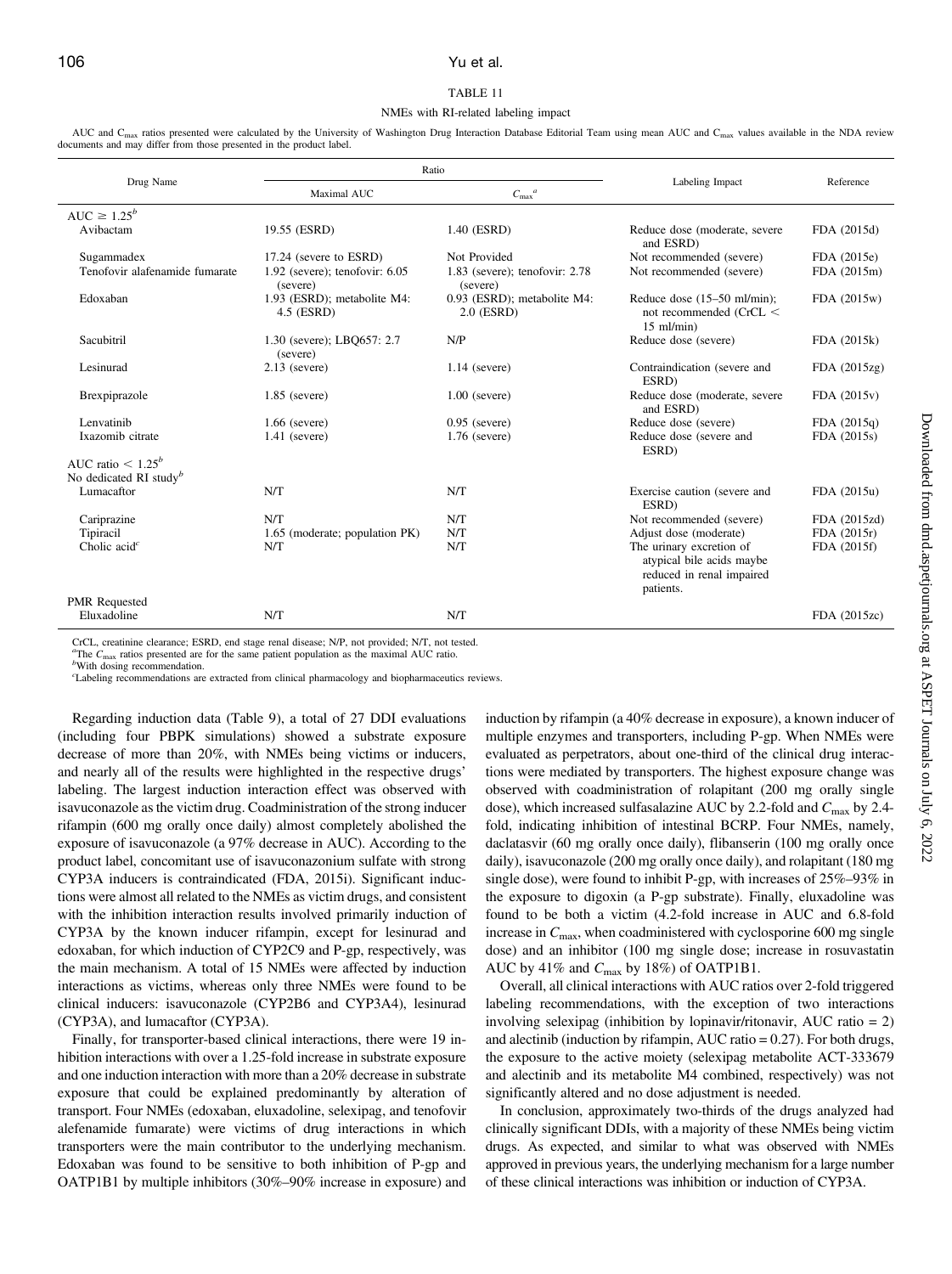TABLE 11

NMEs with RI-related labeling impact

AUC and $C_{max}$ ratios presented were calculated by the University of Washington Drug Interaction Database Editorial Team using mean AUC and $C_{max}$ values available in the NDA review documents and may differ from those presented in the product label.

| Drug Name | Ratio | | Labeling Impact | Reference |
|---|---|---|---|---|
| | Maximal AUC | $C_{max}$ [a] | | |
| AUC ≥ 1.25[b] | | | | |
| Avibactam | 19.55 (ESRD) | 1.40 (ESRD) | Reduce dose (moderate, severe and ESRD) | FDA (2015d) |
| Sugammadex | 17.24 (severe to ESRD) | Not Provided | Not recommended (severe) | FDA (2015e) |
| Tenofovir alafenamide fumarate | 1.92 (severe); tenofovir: 6.05 (severe) | 1.83 (severe); tenofovir: 2.78 (severe) | Not recommended (severe) | FDA (2015m) |
| Edoxaban | 1.93 (ESRD); metabolite M4: 4.5 (ESRD) | 0.93 (ESRD); metabolite M4: 2.0 (ESRD) | Reduce dose (15–50 ml/min); not recommended (CrCL < 15 ml/min) | FDA (2015w) |
| Sacubitril | 1.30 (severe); LBQ657: 2.7 (severe) | N/P | Reduce dose (severe) | FDA (2015k) |
| Lesinurad | 2.13 (severe) | 1.14 (severe) | Contraindication (severe and ESRD) | FDA (2015zg) |
| Brexpiprazole | 1.85 (severe) | 1.00 (severe) | Reduce dose (moderate, severe and ESRD) | FDA (2015v) |
| Lenvatinib | 1.66 (severe) | 0.95 (severe) | Reduce dose (severe) | FDA (2015q) |
| Ixazomib citrate | 1.41 (severe) | 1.76 (severe) | Reduce dose (severe and ESRD) | FDA (2015s) |
| AUC ratio < 1.25[b] | | | | |
| No dedicated RI study[b] | | | | |
| Lumacaftor | N/T | N/T | Exercise caution (severe and ESRD) | FDA (2015u) |
| Cariprazine | N/T | N/T | Not recommended (severe) | FDA (2015zd) |
| Tipiracil | 1.65 (moderate; population PK) | N/T | Adjust dose (moderate) | FDA (2015r) |
| Cholic acid[c] | N/T | N/T | The urinary excretion of atypical bile acids maybe reduced in renal impaired patients. | FDA (2015f) |
| PMR Requested | | | | |
| Eluxadoline | N/T | N/T | | FDA (2015zc) |

CrCL, creatinine clearance; ESRD, end stage renal disease; N/P, not provided; N/T, not tested.
[a]The $C_{max}$ ratios presented are for the same patient population as the maximal AUC ratio.
[b]With dosing recommendation.
[c]Labeling recommendations are extracted from clinical pharmacology and biopharmaceutics reviews.

Regarding induction data (Table 9), a total of 27 DDI evaluations (including four PBPK simulations) showed a substrate exposure decrease of more than 20%, with NMEs being victims or inducers, and nearly all of the results were highlighted in the respective drugs' labeling. The largest induction interaction effect was observed with isavuconazole as the victim drug. Coadministration of the strong inducer rifampin (600 mg orally once daily) almost completely abolished the exposure of isavuconazole (a 97% decrease in AUC). According to the product label, concomitant use of isavuconazonium sulfate with strong CYP3A inducers is contraindicated (FDA, 2015i). Significant inductions were almost all related to the NMEs as victim drugs, and consistent with the inhibition interaction results involved primarily induction of CYP3A by the known inducer rifampin, except for lesinurad and edoxaban, for which induction of CYP2C9 and P-gp, respectively, was the main mechanism. A total of 15 NMEs were affected by induction interactions as victims, whereas only three NMEs were found to be clinical inducers: isavuconazole (CYP2B6 and CYP3A4), lesinurad (CYP3A), and lumacaftor (CYP3A).

Finally, for transporter-based clinical interactions, there were 19 inhibition interactions with over a 1.25-fold increase in substrate exposure and one induction interaction with more than a 20% decrease in substrate exposure that could be explained predominantly by alteration of transport. Four NMEs (edoxaban, eluxadoline, selexipag, and tenofovir alefenamide fumarate) were victims of drug interactions in which transporters were the main contributor to the underlying mechanism. Edoxaban was found to be sensitive to both inhibition of P-gp and OATP1B1 by multiple inhibitors (30%–90% increase in exposure) and induction by rifampin (a 40% decrease in exposure), a known inducer of multiple enzymes and transporters, including P-gp. When NMEs were evaluated as perpetrators, about one-third of the clinical drug interactions were mediated by transporters. The highest exposure change was observed with coadministration of rolapitant (200 mg orally single dose), which increased sulfasalazine AUC by 2.2-fold and $C_{max}$ by 2.4-fold, indicating inhibition of intestinal BCRP. Four NMEs, namely, daclatasvir (60 mg orally once daily), flibanserin (100 mg orally once daily), isavuconazole (200 mg orally once daily), and rolapitant (180 mg single dose), were found to inhibit P-gp, with increases of 25%–93% in the exposure to digoxin (a P-gp substrate). Finally, eluxadoline was found to be both a victim (4.2-fold increase in AUC and 6.8-fold increase in $C_{max}$, when coadministered with cyclosporine 600 mg single dose) and an inhibitor (100 mg single dose; increase in rosuvastatin AUC by 41% and $C_{max}$ by 18%) of OATP1B1.

Overall, all clinical interactions with AUC ratios over 2-fold triggered labeling recommendations, with the exception of two interactions involving selexipag (inhibition by lopinavir/ritonavir, AUC ratio = 2) and alectinib (induction by rifampin, AUC ratio = 0.27). For both drugs, the exposure to the active moiety (selexipag metabolite ACT-333679 and alectinib and its metabolite M4 combined, respectively) was not significantly altered and no dose adjustment is needed.

In conclusion, approximately two-thirds of the drugs analyzed had clinically significant DDIs, with a majority of these NMEs being victim drugs. As expected, and similar to what was observed with NMEs approved in previous years, the underlying mechanism for a large number of these clinical interactions was inhibition or induction of CYP3A.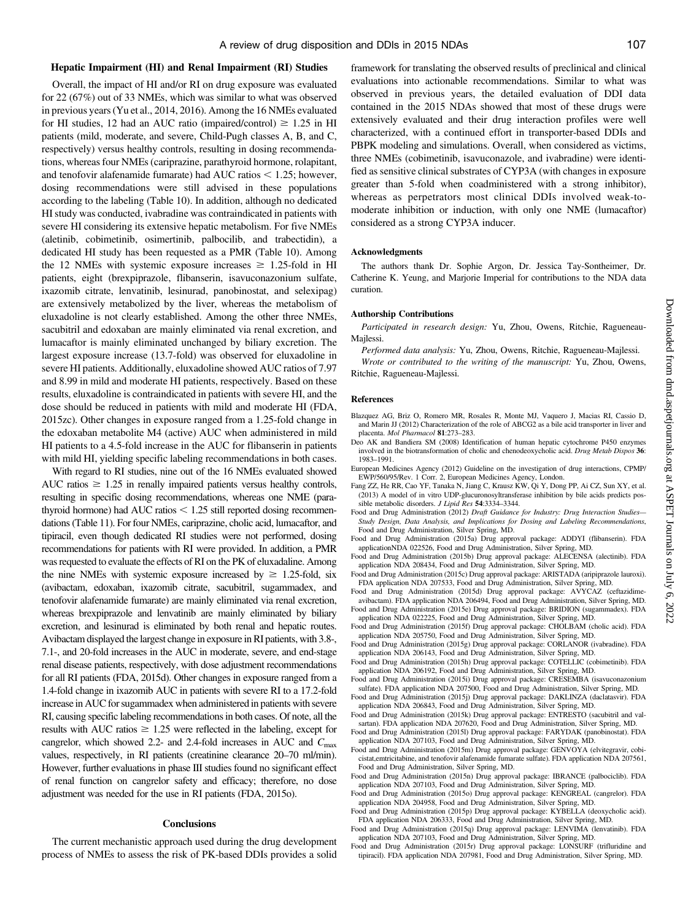### Hepatic Impairment (HI) and Renal Impairment (RI) Studies

Overall, the impact of HI and/or RI on drug exposure was evaluated for 22 (67%) out of 33 NMEs, which was similar to what was observed in previous years (Yu et al., 2014, 2016). Among the 16 NMEs evaluated for HI studies, 12 had an AUC ratio (impaired/control) $\geq$ 1.25 in HI patients (mild, moderate, and severe, Child-Pugh classes A, B, and C, respectively) versus healthy controls, resulting in dosing recommendations, whereas four NMEs (cariprazine, parathyroid hormone, rolapitant, and tenofovir alafenamide fumarate) had AUC ratios $<$ 1.25; however, dosing recommendations were still advised in these populations according to the labeling (Table 10). In addition, although no dedicated HI study was conducted, ivabradine was contraindicated in patients with severe HI considering its extensive hepatic metabolism. For five NMEs (aletinib, cobimetinib, osimertinib, palbocilib, and trabectidin), a dedicated HI study has been requested as a PMR (Table 10). Among the 12 NMEs with systemic exposure increases $\geq$ 1.25-fold in HI patients, eight (brexpiprazole, flibanserin, isavuconazonium sulfate, ixazomib citrate, lenvatinib, lesinurad, panobinostat, and selexipag) are extensively metabolized by the liver, whereas the metabolism of eluxadoline is not clearly established. Among the other three NMEs, sacubitril and edoxaban are mainly eliminated via renal excretion, and lumacaftor is mainly eliminated unchanged by biliary excretion. The largest exposure increase (13.7-fold) was observed for eluxadoline in severe HI patients. Additionally, eluxadoline showed AUC ratios of 7.97 and 8.99 in mild and moderate HI patients, respectively. Based on these results, eluxadoline is contraindicated in patients with severe HI, and the dose should be reduced in patients with mild and moderate HI (FDA, 2015zc). Other changes in exposure ranged from a 1.25-fold change in the edoxaban metabolite M4 (active) AUC when administered in mild HI patients to a 4.5-fold increase in the AUC for flibanserin in patients with mild HI, yielding specific labeling recommendations in both cases.

With regard to RI studies, nine out of the 16 NMEs evaluated showed AUC ratios $\geq$ 1.25 in renally impaired patients versus healthy controls, resulting in specific dosing recommendations, whereas one NME (parathyroid hormone) had AUC ratios $<$ 1.25 still reported dosing recommendations (Table 11). For four NMEs, cariprazine, cholic acid, lumacaftor, and tipiracil, even though dedicated RI studies were not performed, dosing recommendations for patients with RI were provided. In addition, a PMR was requested to evaluate the effects of RI on the PK of eluxadaline. Among the nine NMEs with systemic exposure increased by $\geq$ 1.25-fold, six (avibactam, edoxaban, ixazomib citrate, sacubitril, sugammadex, and tenofovir alafenamide fumarate) are mainly eliminated via renal excretion, whereas brexpiprazole and lenvatinib are mainly eliminated by biliary excretion, and lesinurad is eliminated by both renal and hepatic routes. Avibactam displayed the largest change in exposure in RI patients, with 3.8-, 7.1-, and 20-fold increases in the AUC in moderate, severe, and end-stage renal disease patients, respectively, with dose adjustment recommendations for all RI patients (FDA, 2015d). Other changes in exposure ranged from a 1.4-fold change in ixazomib AUC in patients with severe RI to a 17.2-fold increase in AUC for sugammadex when administered in patients with severe RI, causing specific labeling recommendations in both cases. Of note, all the results with AUC ratios $\geq$ 1.25 were reflected in the labeling, except for cangrelor, which showed 2.2- and 2.4-fold increases in AUC and $C_{max}$ values, respectively, in RI patients (creatinine clearance 20–70 ml/min). However, further evaluations in phase III studies found no significant effect of renal function on cangrelor safety and efficacy; therefore, no dose adjustment was needed for the use in RI patients (FDA, 2015o).

## Conclusions

The current mechanistic approach used during the drug development process of NMEs to assess the risk of PK-based DDIs provides a solid framework for translating the observed results of preclinical and clinical evaluations into actionable recommendations. Similar to what was observed in previous years, the detailed evaluation of DDI data contained in the 2015 NDAs showed that most of these drugs were extensively evaluated and their drug interaction profiles were well characterized, with a continued effort in transporter-based DDIs and PBPK modeling and simulations. Overall, when considered as victims, three NMEs (cobimetinib, isavuconazole, and ivabradine) were identified as sensitive clinical substrates of CYP3A (with changes in exposure greater than 5-fold when coadministered with a strong inhibitor), whereas as perpetrators most clinical DDIs involved weak-to-moderate inhibition or induction, with only one NME (lumacaftor) considered as a strong CYP3A inducer.

#### Acknowledgments

The authors thank Dr. Sophie Argon, Dr. Jessica Tay-Sontheimer, Dr. Catherine K. Yeung, and Marjorie Imperial for contributions to the NDA data curation.

#### Authorship Contributions

*Participated in research design:* Yu, Zhou, Owens, Ritchie, Ragueneau-Majlessi.

*Performed data analysis:* Yu, Zhou, Owens, Ritchie, Ragueneau-Majlessi.

*Wrote or contributed to the writing of the manuscript:* Yu, Zhou, Owens, Ritchie, Ragueneau-Majlessi.

#### References

Blazquez AG, Briz O, Romero MR, Rosales R, Monte MJ, Vaquero J, Macias RI, Cassio D, and Marin JJ (2012) Characterization of the role of ABCG2 as a bile acid transporter in liver and placenta. *Mol Pharmacol* **81**:273–283.

Deo AK and Bandiera SM (2008) Identification of human hepatic cytochrome P450 enzymes involved in the biotransformation of cholic and chenodeoxycholic acid. *Drug Metab Dispos* **36**: 1983–1991.

European Medicines Agency (2012) Guideline on the investigation of drug interactions, CPMP/EWP/560/95/Rev. 1 Corr. 2, European Medicines Agency, London.

Fang ZZ, He RR, Cao YF, Tanaka N, Jiang C, Krausz KW, Qi Y, Dong PP, Ai CZ, Sun XY, et al. (2013) A model of in vitro UDP-glucuronosyltransferase inhibition by bile acids predicts possible metabolic disorders. *J Lipid Res* **54**:3334–3344.

Food and Drug Administration (2012) *Draft Guidance for Industry: Drug Interaction Studies—Study Design, Data Analysis, and Implications for Dosing and Labeling Recommendations*, Food and Drug Administration, Silver Spring, MD.

Food and Drug Administration (2015a) Drug approval package: ADDYI (flibanserin). FDA applicationNDA 022526, Food and Drug Administration, Silver Spring, MD.

Food and Drug Administration (2015b) Drug approval package: ALECENSA (alectinib). FDA application NDA 208434, Food and Drug Administration, Silver Spring, MD.

Food and Drug Administration (2015c) Drug approval package: ARISTADA (aripiprazole lauroxi). FDA application NDA 207533, Food and Drug Administration, Silver Spring, MD.

Food and Drug Administration (2015d) Drug approval package: AVYCAZ (ceftazidime-avibactam). FDA application NDA 206494, Food and Drug Administration, Silver Spring, MD.

Food and Drug Administration (2015e) Drug approval package: BRIDION (sugammadex). FDA application NDA 022225, Food and Drug Administration, Silver Spring, MD.

Food and Drug Administration (2015f) Drug approval package: CHOLBAM (cholic acid). FDA application NDA 205750, Food and Drug Administration, Silver Spring, MD.

Food and Drug Administration (2015g) Drug approval package: CORLANOR (ivabradine). FDA application NDA 206143, Food and Drug Administration, Silver Spring, MD.

Food and Drug Administration (2015h) Drug approval package: COTELLIC (cobimetinib). FDA application NDA 206192, Food and Drug Administration, Silver Spring, MD.

Food and Drug Administration (2015i) Drug approval package: CRESEMBA (isavuconazonium sulfate). FDA application NDA 207500, Food and Drug Administration, Silver Spring, MD.

Food and Drug Administration (2015j) Drug approval package: DAKLINZA (daclatasvir). FDA application NDA 206843, Food and Drug Administration, Silver Spring, MD.

Food and Drug Administration (2015k) Drug approval package: ENTRESTO (sacubitril and valsartan). FDA application NDA 207620, Food and Drug Administration, Silver Spring, MD.

Food and Drug Administration (2015l) Drug approval package: FARYDAK (panobinostat). FDA application NDA 207103, Food and Drug Administration, Silver Spring, MD.

Food and Drug Administration (2015m) Drug approval package: GENVOYA (elvitegravir, cobicistat,emtricitabine, and tenofovir alafenamide fumarate sulfate). FDA application NDA 207561, Food and Drug Administration, Silver Spring, MD.

Food and Drug Administration (2015n) Drug approval package: IBRANCE (palbociclib). FDA application NDA 207103, Food and Drug Administration, Silver Spring, MD.

Food and Drug Administration (2015o) Drug approval package: KENGREAL (cangrelor). FDA application NDA 204958, Food and Drug Administration, Silver Spring, MD.

Food and Drug Administration (2015p) Drug approval package: KYBELLA (deoxycholic acid). FDA application NDA 206333, Food and Drug Administration, Silver Spring, MD.

Food and Drug Administration (2015q) Drug approval package: LENVIMA (lenvatinib). FDA application NDA 207103, Food and Drug Administration, Silver Spring, MD.

Food and Drug Administration (2015r) Drug approval package: LONSURF (trifluridine and tipiracil). FDA application NDA 207981, Food and Drug Administration, Silver Spring, MD.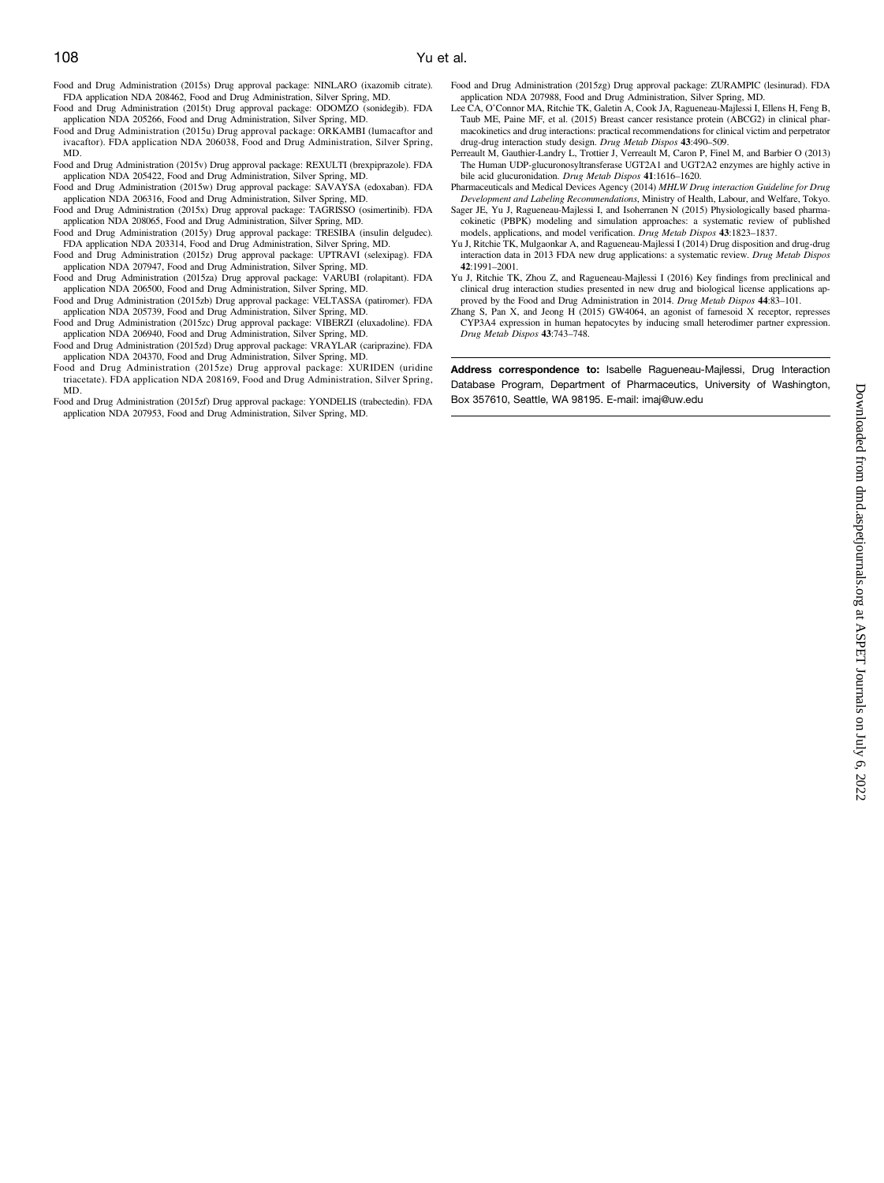Food and Drug Administration (2015s) Drug approval package: NINLARO (ixazomib citrate). FDA application NDA 208462, Food and Drug Administration, Silver Spring, MD.

Food and Drug Administration (2015t) Drug approval package: ODOMZO (sonidegib). FDA application NDA 205266, Food and Drug Administration, Silver Spring, MD.

Food and Drug Administration (2015u) Drug approval package: ORKAMBI (lumacaftor and ivacaftor). FDA application NDA 206038, Food and Drug Administration, Silver Spring, MD.

Food and Drug Administration (2015v) Drug approval package: REXULTI (brexpiprazole). FDA application NDA 205422, Food and Drug Administration, Silver Spring, MD.

Food and Drug Administration (2015w) Drug approval package: SAVAYSA (edoxaban). FDA application NDA 206316, Food and Drug Administration, Silver Spring, MD.

Food and Drug Administration (2015x) Drug approval package: TAGRISSO (osimertinib). FDA application NDA 208065, Food and Drug Administration, Silver Spring, MD.

Food and Drug Administration (2015y) Drug approval package: TRESIBA (insulin delgudec). FDA application NDA 203314, Food and Drug Administration, Silver Spring, MD.

Food and Drug Administration (2015z) Drug approval package: UPTRAVI (selexipag). FDA application NDA 207947, Food and Drug Administration, Silver Spring, MD.

Food and Drug Administration (2015za) Drug approval package: VARUBI (rolapitant). FDA application NDA 206500, Food and Drug Administration, Silver Spring, MD.

Food and Drug Administration (2015zb) Drug approval package: VELTASSA (patiromer). FDA application NDA 205739, Food and Drug Administration, Silver Spring, MD.

Food and Drug Administration (2015zc) Drug approval package: VIBERZI (eluxadoline). FDA application NDA 206940, Food and Drug Administration, Silver Spring, MD.

Food and Drug Administration (2015zd) Drug approval package: VRAYLAR (cariprazine). FDA application NDA 204370, Food and Drug Administration, Silver Spring, MD.

Food and Drug Administration (2015ze) Drug approval package: XURIDEN (uridine triacetate). FDA application NDA 208169, Food and Drug Administration, Silver Spring, MD.

Food and Drug Administration (2015zf) Drug approval package: YONDELIS (trabectedin). FDA application NDA 207953, Food and Drug Administration, Silver Spring, MD.

Food and Drug Administration (2015zg) Drug approval package: ZURAMPIC (lesinurad). FDA application NDA 207988, Food and Drug Administration, Silver Spring, MD.

Lee CA, O'Connor MA, Ritchie TK, Galetin A, Cook JA, Ragueneau-Majlessi I, Ellens H, Feng B, Taub ME, Paine MF, et al. (2015) Breast cancer resistance protein (ABCG2) in clinical pharmacokinetics and drug interactions: practical recommendations for clinical victim and perpetrator drug-drug interaction study design. *Drug Metab Dispos* **43**:490–509.

Perreault M, Gauthier-Landry L, Trottier J, Verreault M, Caron P, Finel M, and Barbier O (2013) The Human UDP-glucuronosyltransferase UGT2A1 and UGT2A2 enzymes are highly active in bile acid glucuronidation. *Drug Metab Dispos* **41**:1616–1620.

Pharmaceuticals and Medical Devices Agency (2014) *MHLW Drug interaction Guideline for Drug Development and Labeling Recommendations*, Ministry of Health, Labour, and Welfare, Tokyo.

Sager JE, Yu J, Ragueneau-Majlessi I, and Isoherranen N (2015) Physiologically based pharmacokinetic (PBPK) modeling and simulation approaches: a systematic review of published models, applications, and model verification. *Drug Metab Dispos* **43**:1823–1837.

Yu J, Ritchie TK, Mulgaonkar A, and Ragueneau-Majlessi I (2014) Drug disposition and drug-drug interaction data in 2013 FDA new drug applications: a systematic review. *Drug Metab Dispos* **42**:1991–2001.

Yu J, Ritchie TK, Zhou Z, and Ragueneau-Majlessi I (2016) Key findings from preclinical and clinical drug interaction studies presented in new drug and biological license applications approved by the Food and Drug Administration in 2014. *Drug Metab Dispos* **44**:83–101.

Zhang S, Pan X, and Jeong H (2015) GW4064, an agonist of farnesoid X receptor, represses CYP3A4 expression in human hepatocytes by inducing small heterodimer partner expression. *Drug Metab Dispos* **43**:743–748.

**Address correspondence to:** Isabelle Ragueneau-Majlessi, Drug Interaction Database Program, Department of Pharmaceutics, University of Washington, Box 357610, Seattle, WA 98195. E-mail: imaj@uw.edu